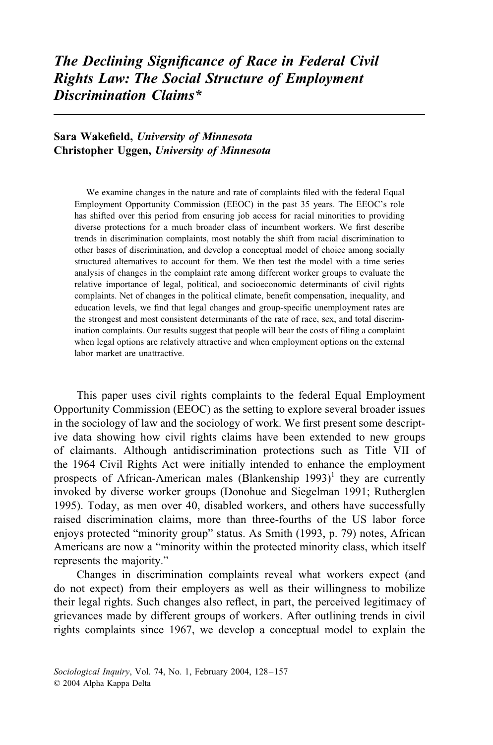# *The Declining Significance of Race in Federal Civil Rights Law: The Social Structure of Employment Discrimination Claims**

**Sara Wakefield,** *University of Minnesota*
**Christopher Uggen,** *University of Minnesota*

We examine changes in the nature and rate of complaints filed with the federal Equal Employment Opportunity Commission (EEOC) in the past 35 years. The EEOC's role has shifted over this period from ensuring job access for racial minorities to providing diverse protections for a much broader class of incumbent workers. We first describe trends in discrimination complaints, most notably the shift from racial discrimination to other bases of discrimination, and develop a conceptual model of choice among socially structured alternatives to account for them. We then test the model with a time series analysis of changes in the complaint rate among different worker groups to evaluate the relative importance of legal, political, and socioeconomic determinants of civil rights complaints. Net of changes in the political climate, benefit compensation, inequality, and education levels, we find that legal changes and group-specific unemployment rates are the strongest and most consistent determinants of the rate of race, sex, and total discrimination complaints. Our results suggest that people will bear the costs of filing a complaint when legal options are relatively attractive and when employment options on the external labor market are unattractive.

This paper uses civil rights complaints to the federal Equal Employment Opportunity Commission (EEOC) as the setting to explore several broader issues in the sociology of law and the sociology of work. We first present some descriptive data showing how civil rights claims have been extended to new groups of claimants. Although antidiscrimination protections such as Title VII of the 1964 Civil Rights Act were initially intended to enhance the employment prospects of African-American males (Blankenship 1993)[1] they are currently invoked by diverse worker groups (Donohue and Siegelman 1991; Rutherglen 1995). Today, as men over 40, disabled workers, and others have successfully raised discrimination claims, more than three-fourths of the US labor force enjoys protected "minority group" status. As Smith (1993, p. 79) notes, African Americans are now a "minority within the protected minority class, which itself represents the majority."

Changes in discrimination complaints reveal what workers expect (and do not expect) from their employers as well as their willingness to mobilize their legal rights. Such changes also reflect, in part, the perceived legitimacy of grievances made by different groups of workers. After outlining trends in civil rights complaints since 1967, we develop a conceptual model to explain the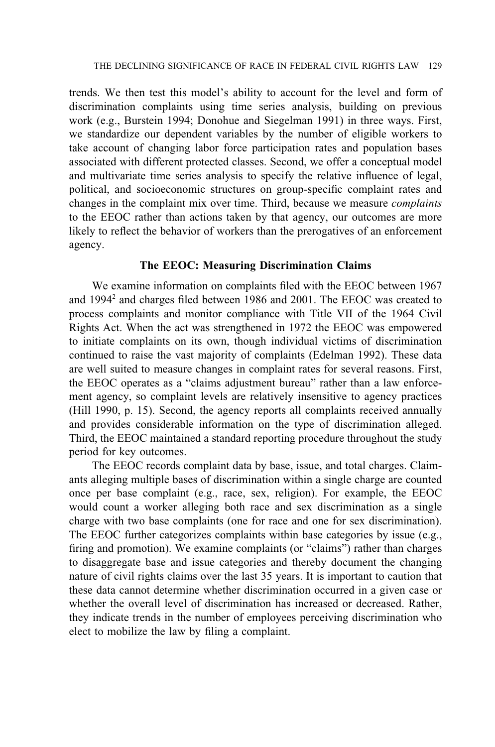trends. We then test this model's ability to account for the level and form of discrimination complaints using time series analysis, building on previous work (e.g., Burstein 1994; Donohue and Siegelman 1991) in three ways. First, we standardize our dependent variables by the number of eligible workers to take account of changing labor force participation rates and population bases associated with different protected classes. Second, we offer a conceptual model and multivariate time series analysis to specify the relative influence of legal, political, and socioeconomic structures on group-specific complaint rates and changes in the complaint mix over time. Third, because we measure *complaints* to the EEOC rather than actions taken by that agency, our outcomes are more likely to reflect the behavior of workers than the prerogatives of an enforcement agency.

## The EEOC: Measuring Discrimination Claims

We examine information on complaints filed with the EEOC between 1967 and 1994[2] and charges filed between 1986 and 2001. The EEOC was created to process complaints and monitor compliance with Title VII of the 1964 Civil Rights Act. When the act was strengthened in 1972 the EEOC was empowered to initiate complaints on its own, though individual victims of discrimination continued to raise the vast majority of complaints (Edelman 1992). These data are well suited to measure changes in complaint rates for several reasons. First, the EEOC operates as a "claims adjustment bureau" rather than a law enforcement agency, so complaint levels are relatively insensitive to agency practices (Hill 1990, p. 15). Second, the agency reports all complaints received annually and provides considerable information on the type of discrimination alleged. Third, the EEOC maintained a standard reporting procedure throughout the study period for key outcomes.

The EEOC records complaint data by base, issue, and total charges. Claimants alleging multiple bases of discrimination within a single charge are counted once per base complaint (e.g., race, sex, religion). For example, the EEOC would count a worker alleging both race and sex discrimination as a single charge with two base complaints (one for race and one for sex discrimination). The EEOC further categorizes complaints within base categories by issue (e.g., firing and promotion). We examine complaints (or "claims") rather than charges to disaggregate base and issue categories and thereby document the changing nature of civil rights claims over the last 35 years. It is important to caution that these data cannot determine whether discrimination occurred in a given case or whether the overall level of discrimination has increased or decreased. Rather, they indicate trends in the number of employees perceiving discrimination who elect to mobilize the law by filing a complaint.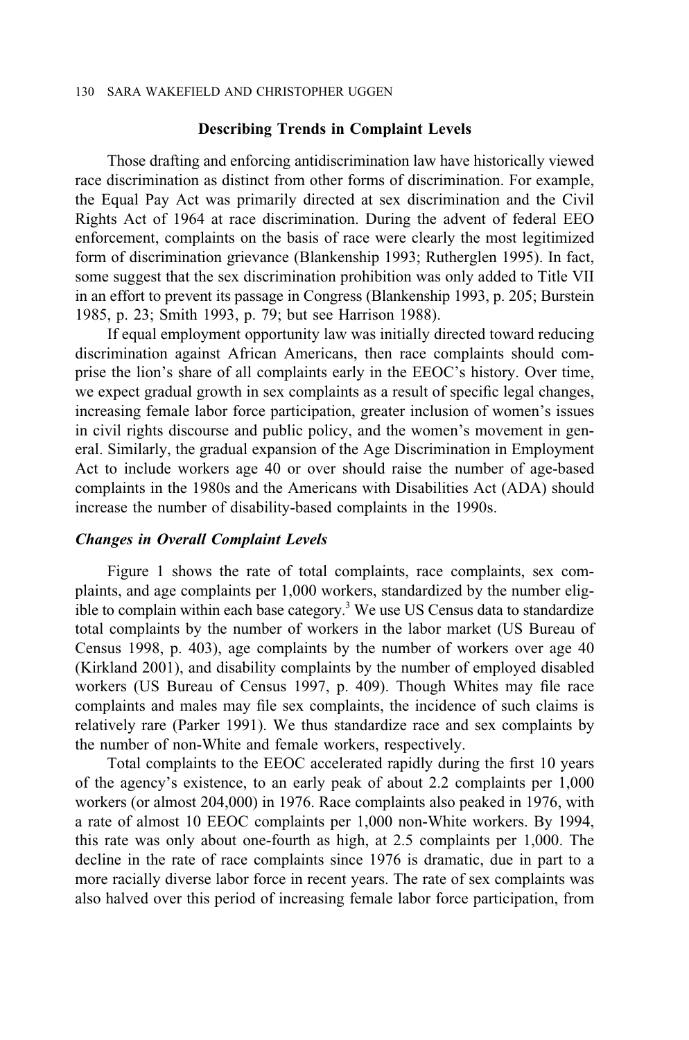## Describing Trends in Complaint Levels

Those drafting and enforcing antidiscrimination law have historically viewed race discrimination as distinct from other forms of discrimination. For example, the Equal Pay Act was primarily directed at sex discrimination and the Civil Rights Act of 1964 at race discrimination. During the advent of federal EEO enforcement, complaints on the basis of race were clearly the most legitimized form of discrimination grievance (Blankenship 1993; Rutherglen 1995). In fact, some suggest that the sex discrimination prohibition was only added to Title VII in an effort to prevent its passage in Congress (Blankenship 1993, p. 205; Burstein 1985, p. 23; Smith 1993, p. 79; but see Harrison 1988).

If equal employment opportunity law was initially directed toward reducing discrimination against African Americans, then race complaints should comprise the lion's share of all complaints early in the EEOC's history. Over time, we expect gradual growth in sex complaints as a result of specific legal changes, increasing female labor force participation, greater inclusion of women's issues in civil rights discourse and public policy, and the women's movement in general. Similarly, the gradual expansion of the Age Discrimination in Employment Act to include workers age 40 or over should raise the number of age-based complaints in the 1980s and the Americans with Disabilities Act (ADA) should increase the number of disability-based complaints in the 1990s.

### *Changes in Overall Complaint Levels*

Figure 1 shows the rate of total complaints, race complaints, sex complaints, and age complaints per 1,000 workers, standardized by the number eligible to complain within each base category.[3] We use US Census data to standardize total complaints by the number of workers in the labor market (US Bureau of Census 1998, p. 403), age complaints by the number of workers over age 40 (Kirkland 2001), and disability complaints by the number of employed disabled workers (US Bureau of Census 1997, p. 409). Though Whites may file race complaints and males may file sex complaints, the incidence of such claims is relatively rare (Parker 1991). We thus standardize race and sex complaints by the number of non-White and female workers, respectively.

Total complaints to the EEOC accelerated rapidly during the first 10 years of the agency's existence, to an early peak of about 2.2 complaints per 1,000 workers (or almost 204,000) in 1976. Race complaints also peaked in 1976, with a rate of almost 10 EEOC complaints per 1,000 non-White workers. By 1994, this rate was only about one-fourth as high, at 2.5 complaints per 1,000. The decline in the rate of race complaints since 1976 is dramatic, due in part to a more racially diverse labor force in recent years. The rate of sex complaints was also halved over this period of increasing female labor force participation, from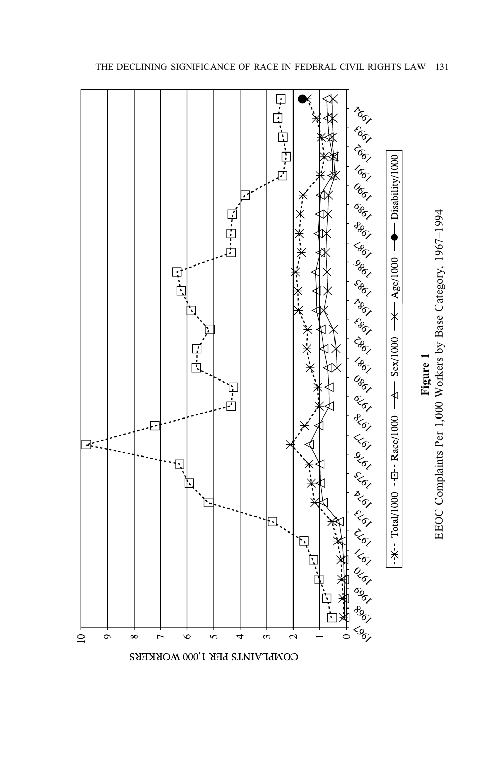**Figure 1**
EEOC Complaints Per 1,000 Workers by Base Category, 1967–1994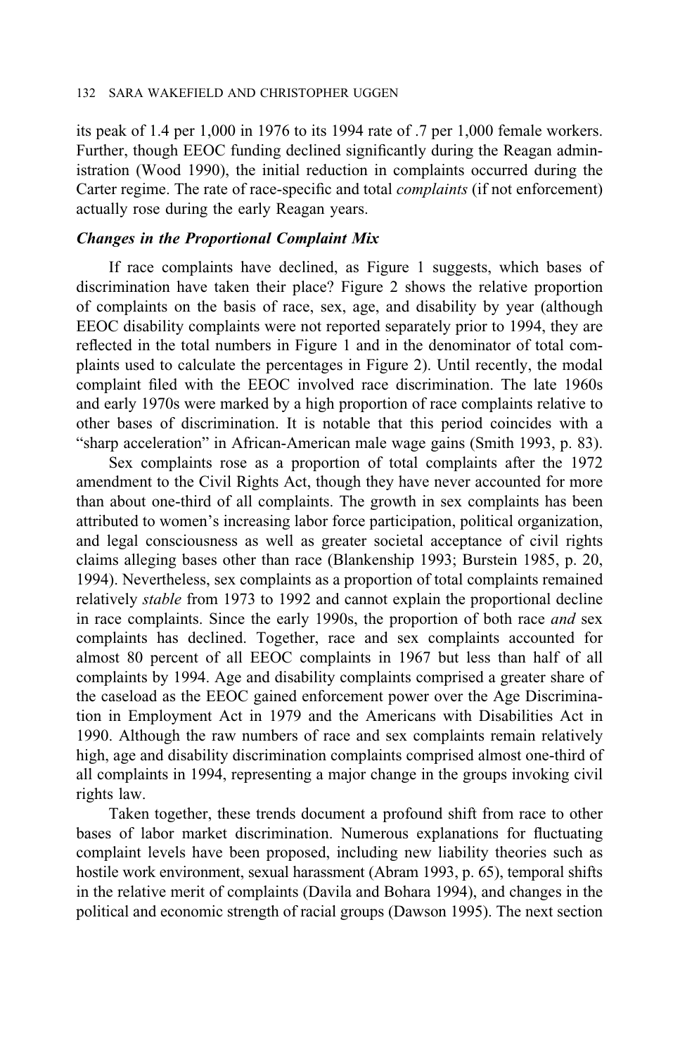its peak of 1.4 per 1,000 in 1976 to its 1994 rate of .7 per 1,000 female workers. Further, though EEOC funding declined significantly during the Reagan administration (Wood 1990), the initial reduction in complaints occurred during the Carter regime. The rate of race-specific and total *complaints* (if not enforcement) actually rose during the early Reagan years.

### *Changes in the Proportional Complaint Mix*

If race complaints have declined, as Figure 1 suggests, which bases of discrimination have taken their place? Figure 2 shows the relative proportion of complaints on the basis of race, sex, age, and disability by year (although EEOC disability complaints were not reported separately prior to 1994, they are reflected in the total numbers in Figure 1 and in the denominator of total complaints used to calculate the percentages in Figure 2). Until recently, the modal complaint filed with the EEOC involved race discrimination. The late 1960s and early 1970s were marked by a high proportion of race complaints relative to other bases of discrimination. It is notable that this period coincides with a "sharp acceleration" in African-American male wage gains (Smith 1993, p. 83).

Sex complaints rose as a proportion of total complaints after the 1972 amendment to the Civil Rights Act, though they have never accounted for more than about one-third of all complaints. The growth in sex complaints has been attributed to women's increasing labor force participation, political organization, and legal consciousness as well as greater societal acceptance of civil rights claims alleging bases other than race (Blankenship 1993; Burstein 1985, p. 20, 1994). Nevertheless, sex complaints as a proportion of total complaints remained relatively *stable* from 1973 to 1992 and cannot explain the proportional decline in race complaints. Since the early 1990s, the proportion of both race *and* sex complaints has declined. Together, race and sex complaints accounted for almost 80 percent of all EEOC complaints in 1967 but less than half of all complaints by 1994. Age and disability complaints comprised a greater share of the caseload as the EEOC gained enforcement power over the Age Discrimination in Employment Act in 1979 and the Americans with Disabilities Act in 1990. Although the raw numbers of race and sex complaints remain relatively high, age and disability discrimination complaints comprised almost one-third of all complaints in 1994, representing a major change in the groups invoking civil rights law.

Taken together, these trends document a profound shift from race to other bases of labor market discrimination. Numerous explanations for fluctuating complaint levels have been proposed, including new liability theories such as hostile work environment, sexual harassment (Abram 1993, p. 65), temporal shifts in the relative merit of complaints (Davila and Bohara 1994), and changes in the political and economic strength of racial groups (Dawson 1995). The next section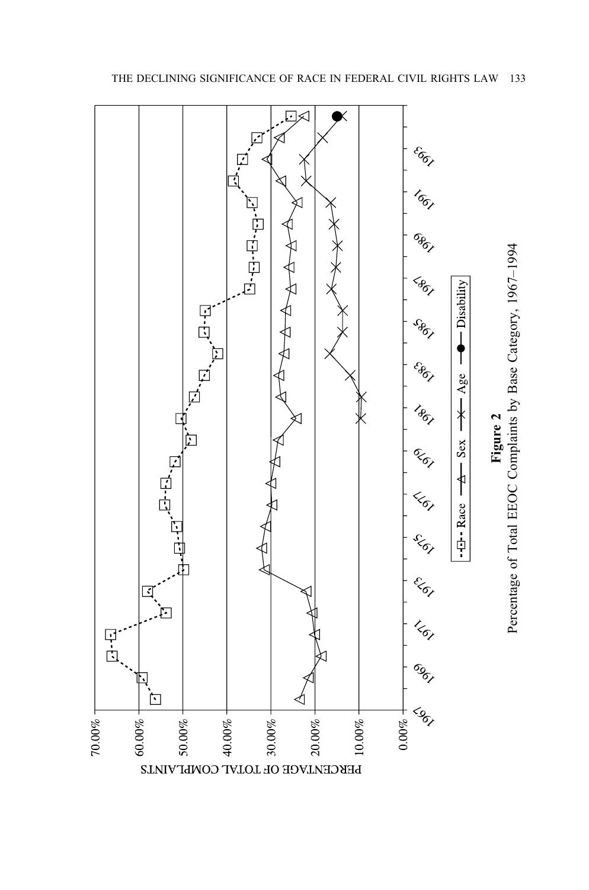**Figure 2**
Percentage of Total EEOC Complaints by Base Category, 1967–1994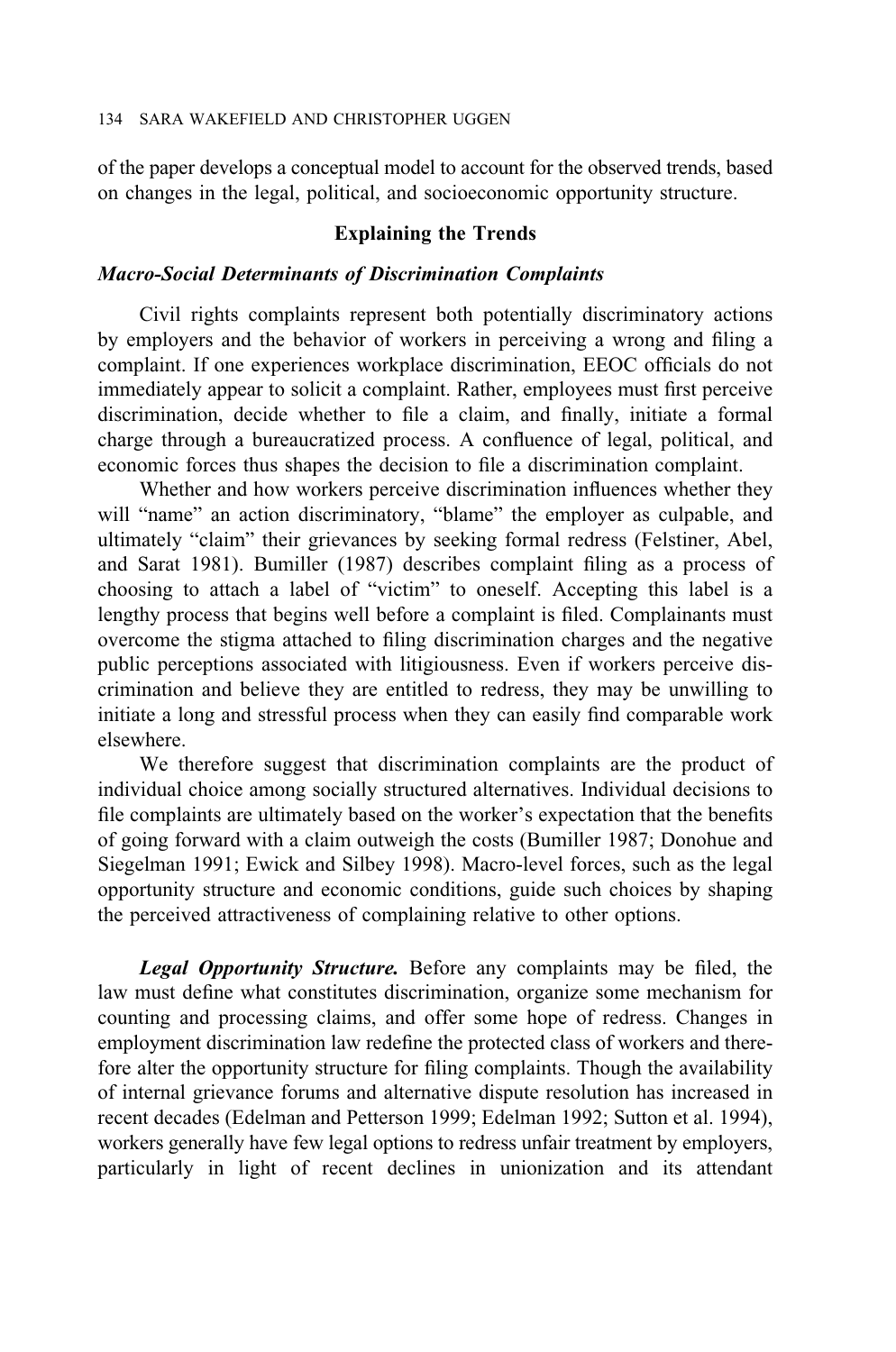of the paper develops a conceptual model to account for the observed trends, based on changes in the legal, political, and socioeconomic opportunity structure.

## Explaining the Trends

### *Macro-Social Determinants of Discrimination Complaints*

Civil rights complaints represent both potentially discriminatory actions by employers and the behavior of workers in perceiving a wrong and filing a complaint. If one experiences workplace discrimination, EEOC officials do not immediately appear to solicit a complaint. Rather, employees must first perceive discrimination, decide whether to file a claim, and finally, initiate a formal charge through a bureaucratized process. A confluence of legal, political, and economic forces thus shapes the decision to file a discrimination complaint.

Whether and how workers perceive discrimination influences whether they will "name" an action discriminatory, "blame" the employer as culpable, and ultimately "claim" their grievances by seeking formal redress (Felstiner, Abel, and Sarat 1981). Bumiller (1987) describes complaint filing as a process of choosing to attach a label of "victim" to oneself. Accepting this label is a lengthy process that begins well before a complaint is filed. Complainants must overcome the stigma attached to filing discrimination charges and the negative public perceptions associated with litigiousness. Even if workers perceive discrimination and believe they are entitled to redress, they may be unwilling to initiate a long and stressful process when they can easily find comparable work elsewhere.

We therefore suggest that discrimination complaints are the product of individual choice among socially structured alternatives. Individual decisions to file complaints are ultimately based on the worker's expectation that the benefits of going forward with a claim outweigh the costs (Bumiller 1987; Donohue and Siegelman 1991; Ewick and Silbey 1998). Macro-level forces, such as the legal opportunity structure and economic conditions, guide such choices by shaping the perceived attractiveness of complaining relative to other options.

***Legal Opportunity Structure.*** Before any complaints may be filed, the law must define what constitutes discrimination, organize some mechanism for counting and processing claims, and offer some hope of redress. Changes in employment discrimination law redefine the protected class of workers and therefore alter the opportunity structure for filing complaints. Though the availability of internal grievance forums and alternative dispute resolution has increased in recent decades (Edelman and Petterson 1999; Edelman 1992; Sutton et al. 1994), workers generally have few legal options to redress unfair treatment by employers, particularly in light of recent declines in unionization and its attendant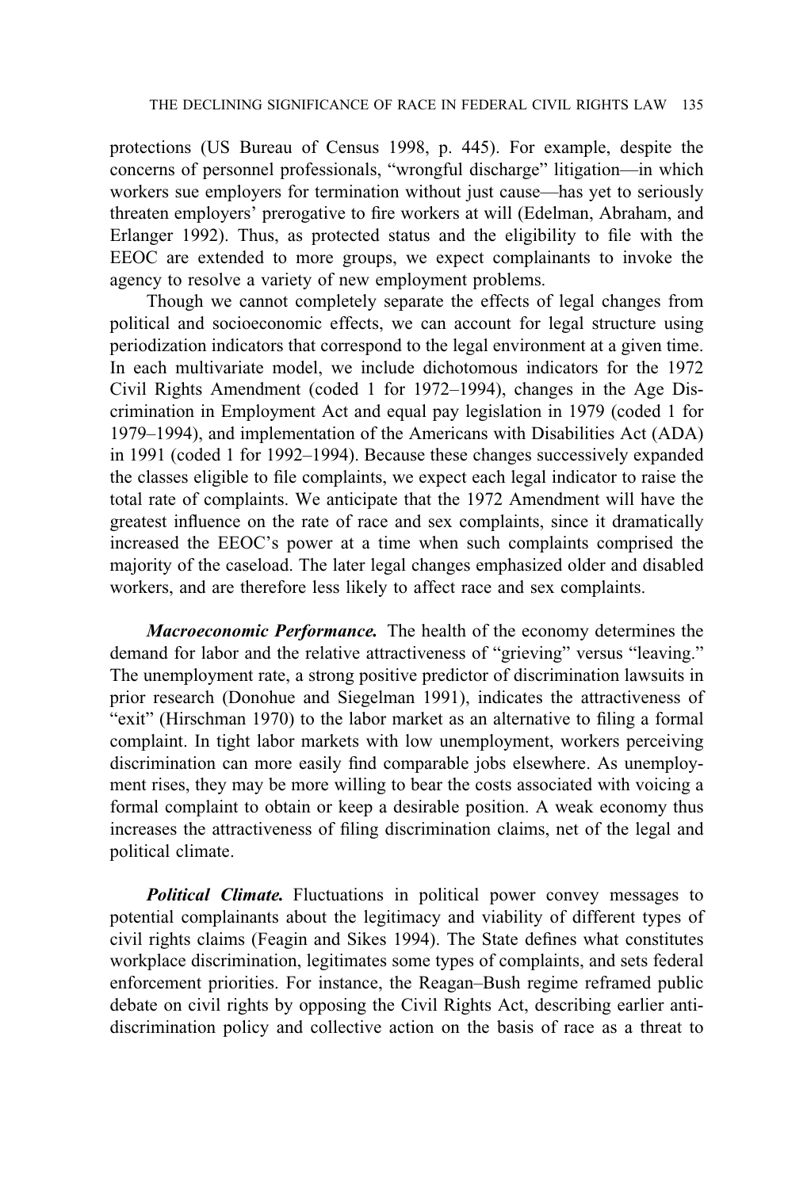protections (US Bureau of Census 1998, p. 445). For example, despite the concerns of personnel professionals, "wrongful discharge" litigation—in which workers sue employers for termination without just cause—has yet to seriously threaten employers' prerogative to fire workers at will (Edelman, Abraham, and Erlanger 1992). Thus, as protected status and the eligibility to file with the EEOC are extended to more groups, we expect complainants to invoke the agency to resolve a variety of new employment problems.

Though we cannot completely separate the effects of legal changes from political and socioeconomic effects, we can account for legal structure using periodization indicators that correspond to the legal environment at a given time. In each multivariate model, we include dichotomous indicators for the 1972 Civil Rights Amendment (coded 1 for 1972–1994), changes in the Age Discrimination in Employment Act and equal pay legislation in 1979 (coded 1 for 1979–1994), and implementation of the Americans with Disabilities Act (ADA) in 1991 (coded 1 for 1992–1994). Because these changes successively expanded the classes eligible to file complaints, we expect each legal indicator to raise the total rate of complaints. We anticipate that the 1972 Amendment will have the greatest influence on the rate of race and sex complaints, since it dramatically increased the EEOC's power at a time when such complaints comprised the majority of the caseload. The later legal changes emphasized older and disabled workers, and are therefore less likely to affect race and sex complaints.

***Macroeconomic Performance.*** The health of the economy determines the demand for labor and the relative attractiveness of "grieving" versus "leaving." The unemployment rate, a strong positive predictor of discrimination lawsuits in prior research (Donohue and Siegelman 1991), indicates the attractiveness of "exit" (Hirschman 1970) to the labor market as an alternative to filing a formal complaint. In tight labor markets with low unemployment, workers perceiving discrimination can more easily find comparable jobs elsewhere. As unemployment rises, they may be more willing to bear the costs associated with voicing a formal complaint to obtain or keep a desirable position. A weak economy thus increases the attractiveness of filing discrimination claims, net of the legal and political climate.

***Political Climate.*** Fluctuations in political power convey messages to potential complainants about the legitimacy and viability of different types of civil rights claims (Feagin and Sikes 1994). The State defines what constitutes workplace discrimination, legitimates some types of complaints, and sets federal enforcement priorities. For instance, the Reagan–Bush regime reframed public debate on civil rights by opposing the Civil Rights Act, describing earlier anti-discrimination policy and collective action on the basis of race as a threat to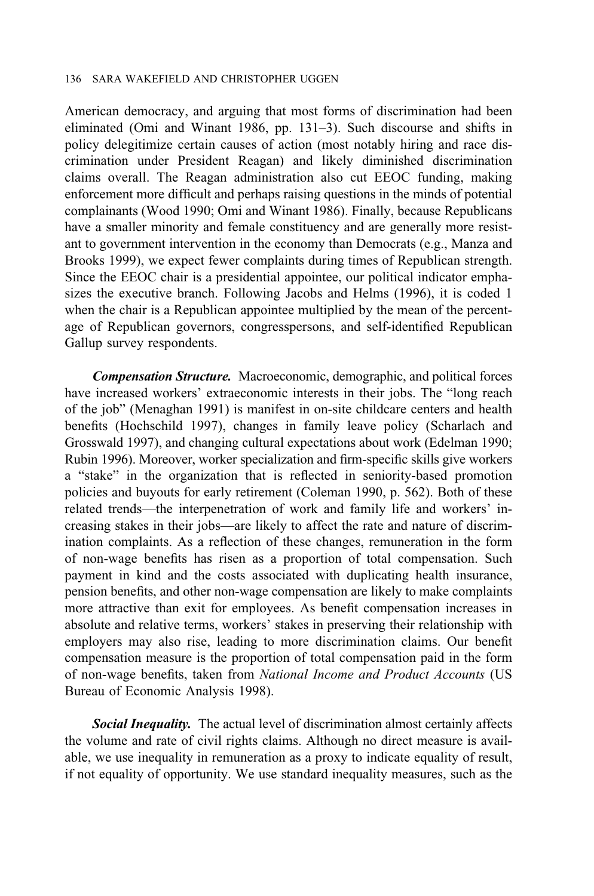American democracy, and arguing that most forms of discrimination had been eliminated (Omi and Winant 1986, pp. 131–3). Such discourse and shifts in policy delegitimize certain causes of action (most notably hiring and race discrimination under President Reagan) and likely diminished discrimination claims overall. The Reagan administration also cut EEOC funding, making enforcement more difficult and perhaps raising questions in the minds of potential complainants (Wood 1990; Omi and Winant 1986). Finally, because Republicans have a smaller minority and female constituency and are generally more resistant to government intervention in the economy than Democrats (e.g., Manza and Brooks 1999), we expect fewer complaints during times of Republican strength. Since the EEOC chair is a presidential appointee, our political indicator emphasizes the executive branch. Following Jacobs and Helms (1996), it is coded 1 when the chair is a Republican appointee multiplied by the mean of the percentage of Republican governors, congresspersons, and self-identified Republican Gallup survey respondents.

***Compensation Structure.*** Macroeconomic, demographic, and political forces have increased workers' extraeconomic interests in their jobs. The "long reach of the job" (Menaghan 1991) is manifest in on-site childcare centers and health benefits (Hochschild 1997), changes in family leave policy (Scharlach and Grosswald 1997), and changing cultural expectations about work (Edelman 1990; Rubin 1996). Moreover, worker specialization and firm-specific skills give workers a "stake" in the organization that is reflected in seniority-based promotion policies and buyouts for early retirement (Coleman 1990, p. 562). Both of these related trends—the interpenetration of work and family life and workers' increasing stakes in their jobs—are likely to affect the rate and nature of discrimination complaints. As a reflection of these changes, remuneration in the form of non-wage benefits has risen as a proportion of total compensation. Such payment in kind and the costs associated with duplicating health insurance, pension benefits, and other non-wage compensation are likely to make complaints more attractive than exit for employees. As benefit compensation increases in absolute and relative terms, workers' stakes in preserving their relationship with employers may also rise, leading to more discrimination claims. Our benefit compensation measure is the proportion of total compensation paid in the form of non-wage benefits, taken from *National Income and Product Accounts* (US Bureau of Economic Analysis 1998).

***Social Inequality.*** The actual level of discrimination almost certainly affects the volume and rate of civil rights claims. Although no direct measure is available, we use inequality in remuneration as a proxy to indicate equality of result, if not equality of opportunity. We use standard inequality measures, such as the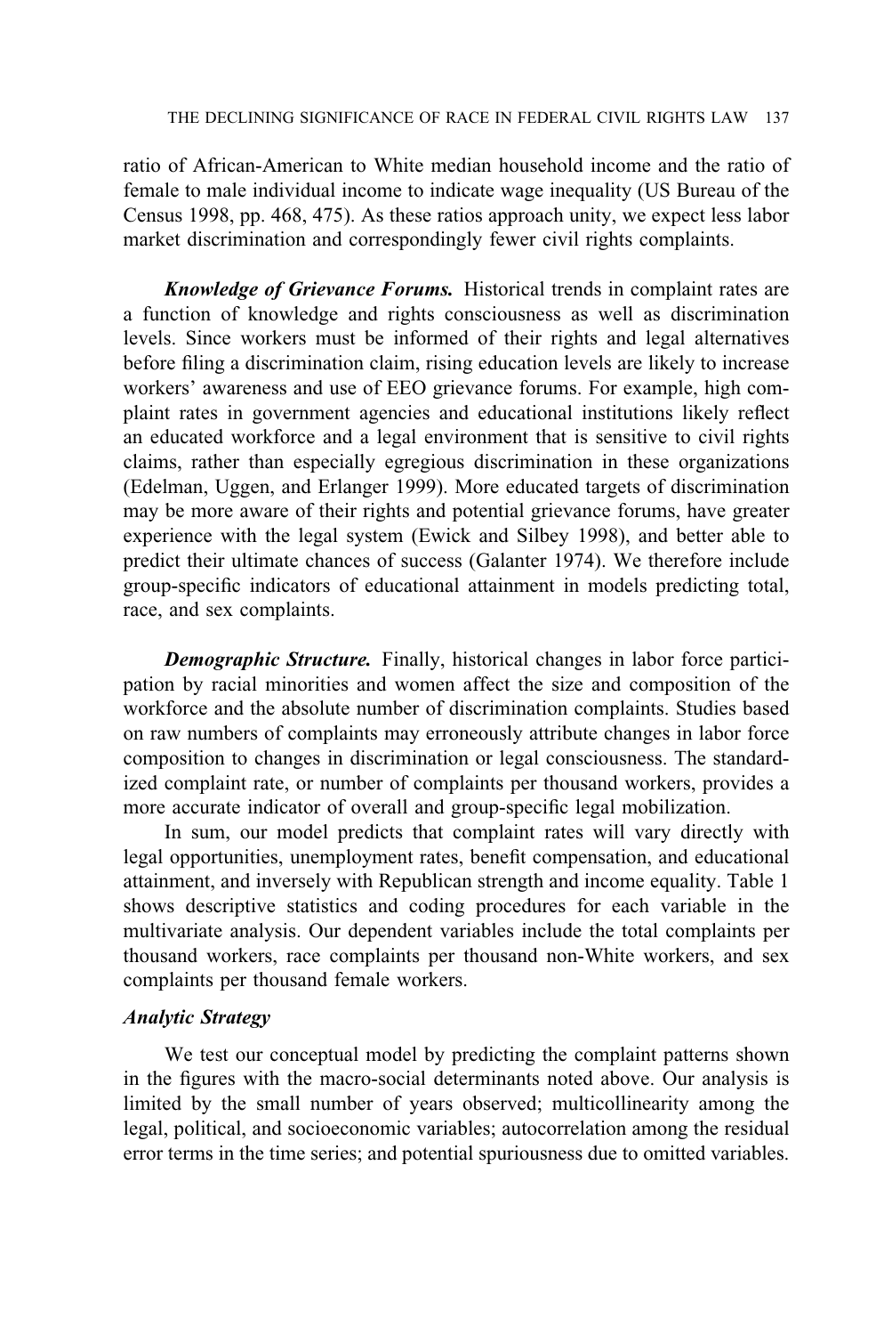ratio of African-American to White median household income and the ratio of female to male individual income to indicate wage inequality (US Bureau of the Census 1998, pp. 468, 475). As these ratios approach unity, we expect less labor market discrimination and correspondingly fewer civil rights complaints.

***Knowledge of Grievance Forums.*** Historical trends in complaint rates are a function of knowledge and rights consciousness as well as discrimination levels. Since workers must be informed of their rights and legal alternatives before filing a discrimination claim, rising education levels are likely to increase workers' awareness and use of EEO grievance forums. For example, high complaint rates in government agencies and educational institutions likely reflect an educated workforce and a legal environment that is sensitive to civil rights claims, rather than especially egregious discrimination in these organizations (Edelman, Uggen, and Erlanger 1999). More educated targets of discrimination may be more aware of their rights and potential grievance forums, have greater experience with the legal system (Ewick and Silbey 1998), and better able to predict their ultimate chances of success (Galanter 1974). We therefore include group-specific indicators of educational attainment in models predicting total, race, and sex complaints.

***Demographic Structure.*** Finally, historical changes in labor force participation by racial minorities and women affect the size and composition of the workforce and the absolute number of discrimination complaints. Studies based on raw numbers of complaints may erroneously attribute changes in labor force composition to changes in discrimination or legal consciousness. The standardized complaint rate, or number of complaints per thousand workers, provides a more accurate indicator of overall and group-specific legal mobilization.

In sum, our model predicts that complaint rates will vary directly with legal opportunities, unemployment rates, benefit compensation, and educational attainment, and inversely with Republican strength and income equality. Table 1 shows descriptive statistics and coding procedures for each variable in the multivariate analysis. Our dependent variables include the total complaints per thousand workers, race complaints per thousand non-White workers, and sex complaints per thousand female workers.

### *Analytic Strategy*

We test our conceptual model by predicting the complaint patterns shown in the figures with the macro-social determinants noted above. Our analysis is limited by the small number of years observed; multicollinearity among the legal, political, and socioeconomic variables; autocorrelation among the residual error terms in the time series; and potential spuriousness due to omitted variables.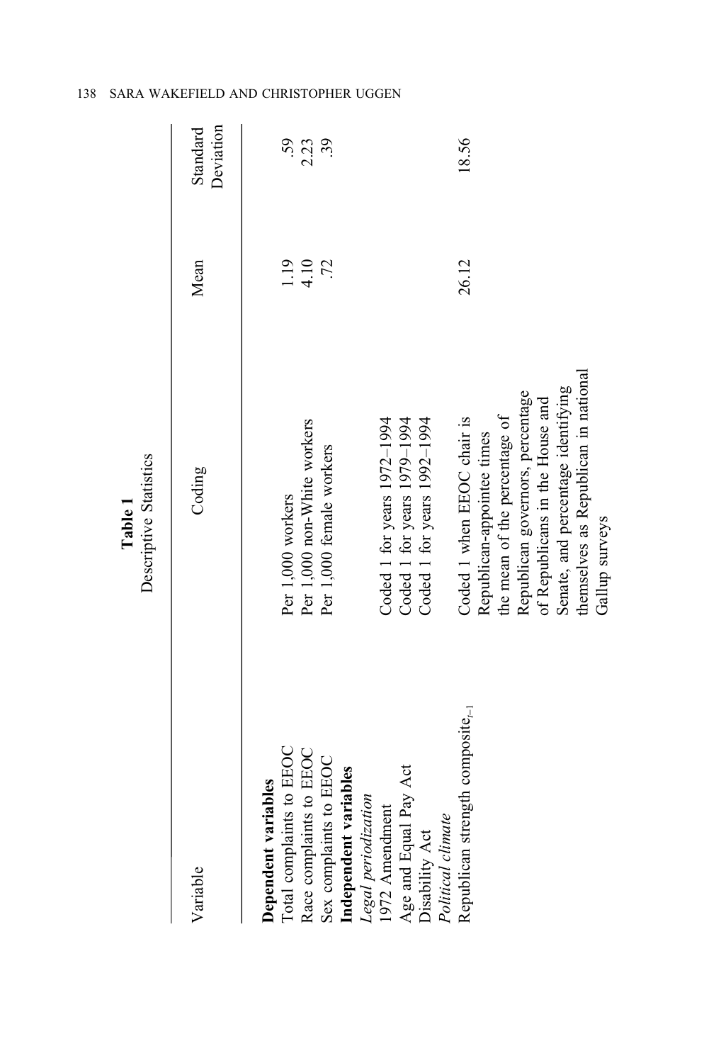**Table 1**
Descriptive Statistics

| Variable | Coding | Mean | Standard Deviation |
|---|---|---|---|
| **Dependent variables** | | | |
| Total complaints to EEOC | Per 1,000 workers | 1.19 | .59 |
| Race complaints to EEOC | Per 1,000 non-White workers | 4.10 | 2.23 |
| Sex complaints to EEOC | Per 1,000 female workers | .72 | .39 |
| **Independent variables** | | | |
| *Legal periodization* | | | |
| 1972 Amendment | Coded 1 for years 1972–1994 | | |
| Age and Equal Pay Act | Coded 1 for years 1979–1994 | | |
| Disability Act | Coded 1 for years 1992–1994 | | |
| *Political climate* | | | |
| Republican strength composite$_{t-1}$ | Coded 1 when EEOC chair is Republican-appointee times the mean of the percentage of Republican governors, percentage of Republicans in the House and Senate, and percentage identifying themselves as Republican in national Gallup surveys | 26.12 | 18.56 |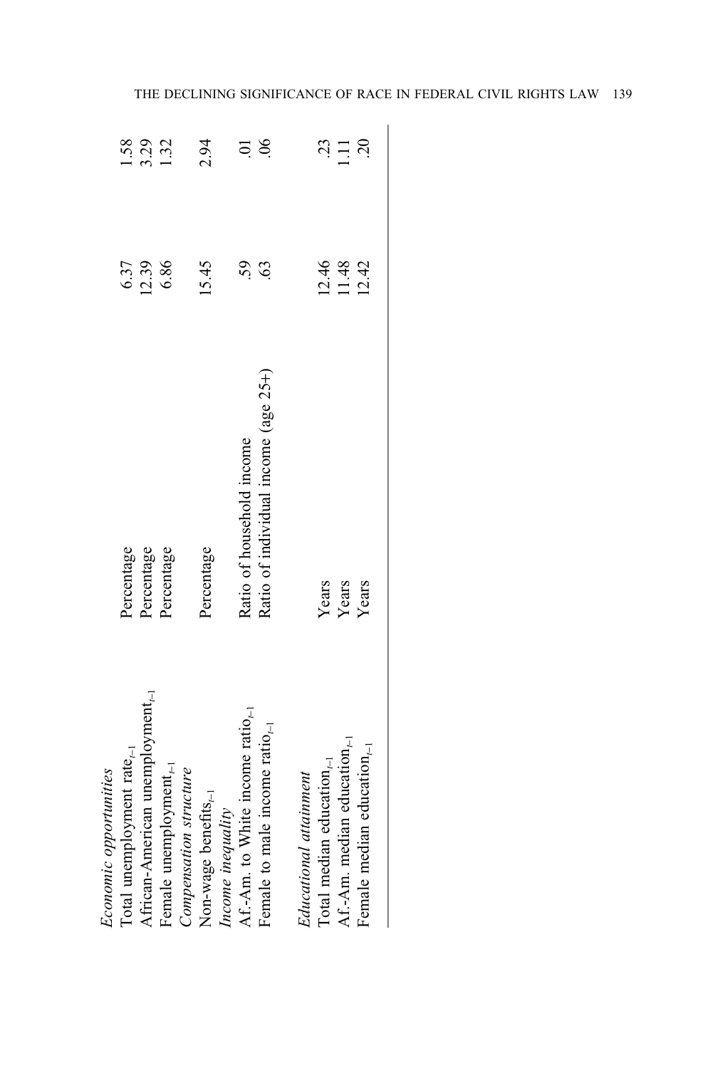| | | | |
|---|---|---|---|
| *Economic opportunities* | | | |
| Total unemployment rate$_{t-1}$ | Percentage | 6.37 | 1.58 |
| African-American unemployment$_{t-1}$ | Percentage | 12.39 | 3.29 |
| Female unemployment$_{t-1}$ | Percentage | 6.86 | 1.32 |
| *Compensation structure* | | | |
| Non-wage benefits$_{t-1}$ | Percentage | 15.45 | 2.94 |
| *Income inequality* | | | |
| Af.-Am. to White income ratio$_{t-1}$ | Ratio of household income | .59 | .01 |
| Female to male income ratio$_{t-1}$ | Ratio of individual income (age 25+) | .63 | .06 |
| | | | |
| *Educational attainment* | | | |
| Total median education$_{t-1}$ | Years | 12.46 | .23 |
| Af.-Am. median education$_{t-1}$ | Years | 11.48 | 1.11 |
| Female median education$_{t-1}$ | Years | 12.42 | .20 |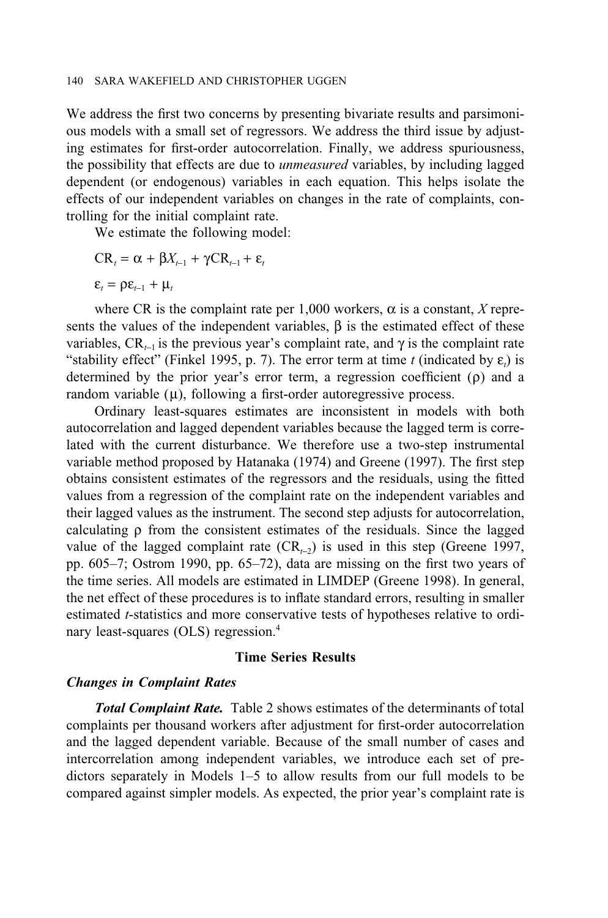We address the first two concerns by presenting bivariate results and parsimonious models with a small set of regressors. We address the third issue by adjusting estimates for first-order autocorrelation. Finally, we address spuriousness, the possibility that effects are due to *unmeasured* variables, by including lagged dependent (or endogenous) variables in each equation. This helps isolate the effects of our independent variables on changes in the rate of complaints, controlling for the initial complaint rate.

We estimate the following model:

$$\text{CR}_t = \alpha + \beta X_{t-1} + \gamma \text{CR}_{t-1} + \varepsilon_t$$

$$\varepsilon_t = \rho \varepsilon_{t-1} + \mu_t$$

where CR is the complaint rate per 1,000 workers, $\alpha$ is a constant, $X$ represents the values of the independent variables, $\beta$ is the estimated effect of these variables, $\text{CR}_{t-1}$ is the previous year's complaint rate, and $\gamma$ is the complaint rate "stability effect" (Finkel 1995, p. 7). The error term at time $t$ (indicated by $\varepsilon_t$) is determined by the prior year's error term, a regression coefficient ($\rho$) and a random variable ($\mu$), following a first-order autoregressive process.

Ordinary least-squares estimates are inconsistent in models with both autocorrelation and lagged dependent variables because the lagged term is correlated with the current disturbance. We therefore use a two-step instrumental variable method proposed by Hatanaka (1974) and Greene (1997). The first step obtains consistent estimates of the regressors and the residuals, using the fitted values from a regression of the complaint rate on the independent variables and their lagged values as the instrument. The second step adjusts for autocorrelation, calculating $\rho$ from the consistent estimates of the residuals. Since the lagged value of the lagged complaint rate ($\text{CR}_{t-2}$) is used in this step (Greene 1997, pp. 605–7; Ostrom 1990, pp. 65–72), data are missing on the first two years of the time series. All models are estimated in LIMDEP (Greene 1998). In general, the net effect of these procedures is to inflate standard errors, resulting in smaller estimated $t$-statistics and more conservative tests of hypotheses relative to ordinary least-squares (OLS) regression.[4]

## Time Series Results

### *Changes in Complaint Rates*

***Total Complaint Rate.*** Table 2 shows estimates of the determinants of total complaints per thousand workers after adjustment for first-order autocorrelation and the lagged dependent variable. Because of the small number of cases and intercorrelation among independent variables, we introduce each set of predictors separately in Models 1–5 to allow results from our full models to be compared against simpler models. As expected, the prior year's complaint rate is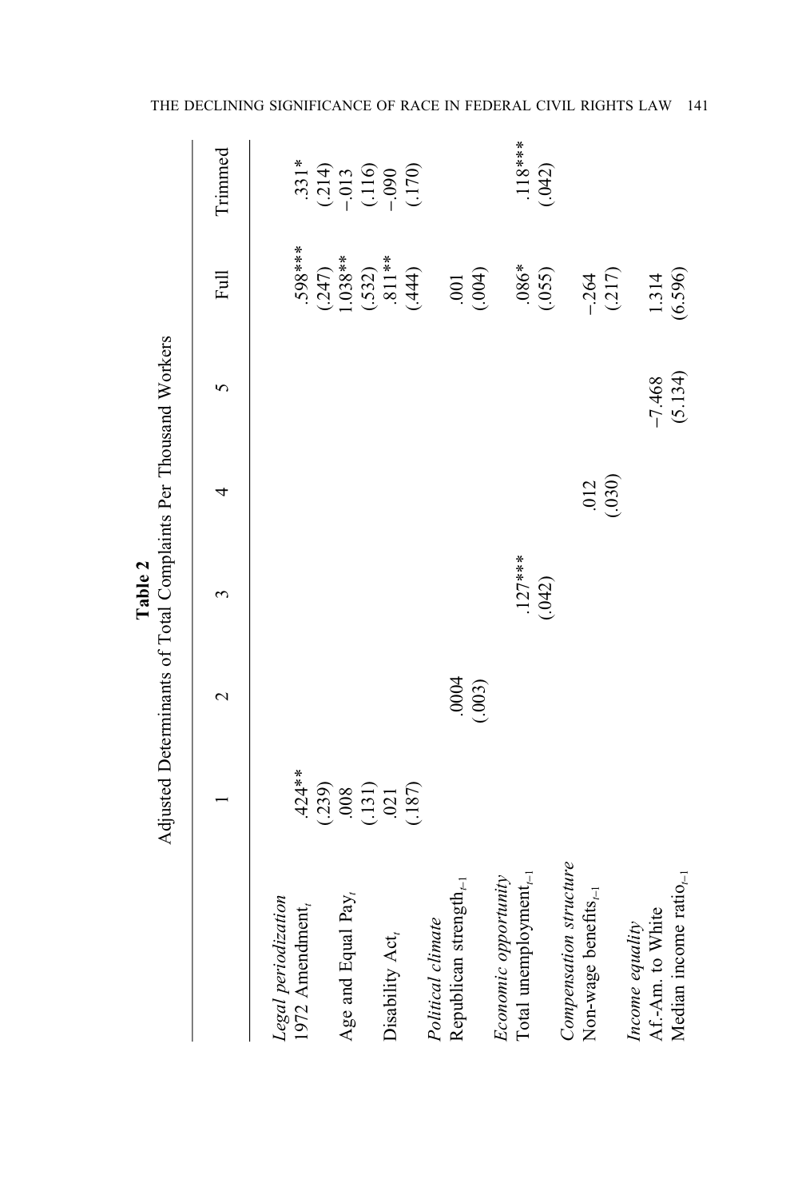**Table 2**
Adjusted Determinants of Total Complaints Per Thousand Workers

| | 1 | 2 | 3 | 4 | 5 | Full | Trimmed |
|---|---|---|---|---|---|---|---|
| *Legal periodization* | | | | | | | |
| 1972 Amendment$_t$ | .424** | | | | | .598*** | .331* |
| | (.239) | | | | | (.247) | (.214) |
| Age and Equal Pay$_t$ | .008 | | | | | 1.038** | −.013 |
| | (.131) | | | | | (.532) | (.116) |
| Disability Act$_t$ | .021 | | | | | .811** | −.090 |
| | (.187) | | | | | (.444) | (.170) |
| *Political climate* | | | | | | | |
| Republican strength$_{t-1}$ | | .0004 | | | | .001 | |
| | | (.003) | | | | (.004) | |
| *Economic opportunity* | | | | | | | |
| Total unemployment$_{t-1}$ | | | .127*** | | | .086* | .118*** |
| | | | (.042) | | | (.055) | (.042) |
| *Compensation structure* | | | | | | | |
| Non-wage benefits$_{t-1}$ | | | | .012 | | −.264 | |
| | | | | (.030) | | (.217) | |
| *Income equality* | | | | | | | |
| Af.-Am. to White | | | | | | | |
| Median income ratio$_{t-1}$ | | | | | −7.468 | 1.314 | |
| | | | | | (5.134) | (6.596) | |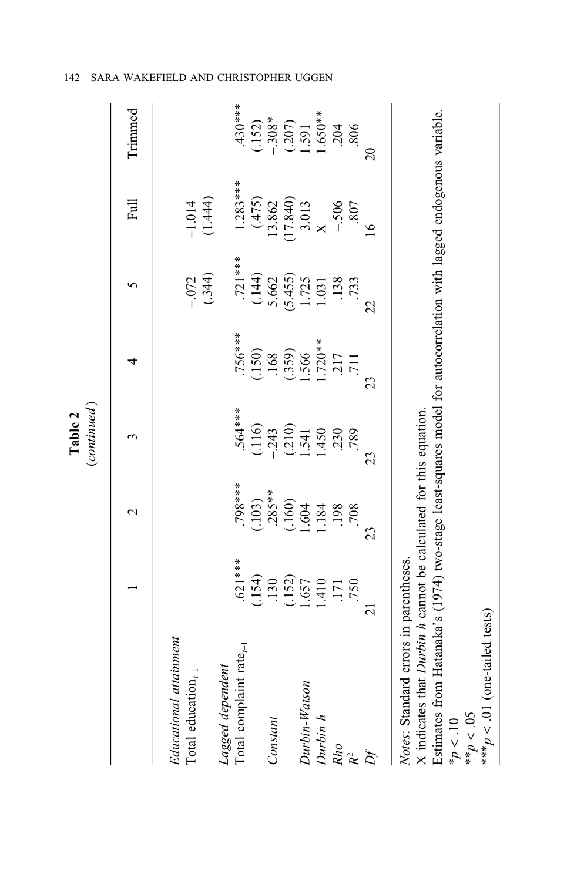**Table 2**
*(continued)*

| | 1 | 2 | 3 | 4 | 5 | Full | Trimmed |
|---|---|---|---|---|---|---|---|
| *Educational attainment* | | | | | | | |
| Total education$_{t-1}$ | | | | | −.072 | −1.014 | |
| | | | | | (.344) | (1.444) | |
| *Lagged dependent* | | | | | | | |
| Total complaint rate$_{t-1}$ | .621*** | .798*** | .564*** | .756*** | .721*** | 1.283*** | .430*** |
| | (.154) | (.103) | (.116) | (.150) | (.144) | (.475) | (.152) |
| *Constant* | .130 | .285** | −.243 | .168 | 5.662 | 13.862 | −.308* |
| | (.152) | (.160) | (.210) | (.359) | (5.455) | (17.840) | (.207) |
| *Durbin-Watson* | 1.657 | 1.604 | 1.541 | 1.566 | 1.725 | 3.013 | 1.591 |
| *Durbin h* | 1.410 | 1.184 | 1.450 | 1.720** | 1.031 | X | 1.650** |
| *Rho* | .171 | .198 | .230 | .217 | .138 | −.506 | .204 |
| $R^2$ | .750 | .708 | .789 | .711 | .733 | .807 | .806 |
| *Df* | 21 | 23 | 23 | 23 | 22 | 16 | 20 |

*Notes*: Standard errors in parentheses.
X indicates that *Durbin h* cannot be calculated for this equation.
Estimates from Hatanaka's (1974) two-stage least-squares model for autocorrelation with lagged endogenous variable.
*$p < .10$
**$p < .05$
***$p < .01$ (one-tailed tests)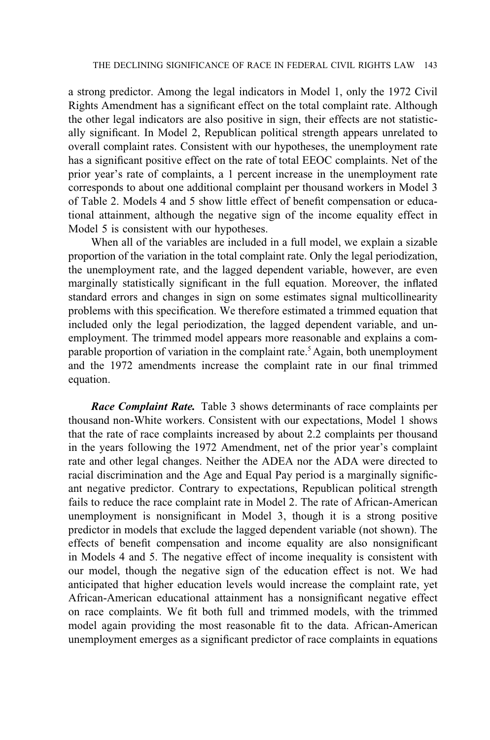a strong predictor. Among the legal indicators in Model 1, only the 1972 Civil Rights Amendment has a significant effect on the total complaint rate. Although the other legal indicators are also positive in sign, their effects are not statistically significant. In Model 2, Republican political strength appears unrelated to overall complaint rates. Consistent with our hypotheses, the unemployment rate has a significant positive effect on the rate of total EEOC complaints. Net of the prior year's rate of complaints, a 1 percent increase in the unemployment rate corresponds to about one additional complaint per thousand workers in Model 3 of Table 2. Models 4 and 5 show little effect of benefit compensation or educational attainment, although the negative sign of the income equality effect in Model 5 is consistent with our hypotheses.

When all of the variables are included in a full model, we explain a sizable proportion of the variation in the total complaint rate. Only the legal periodization, the unemployment rate, and the lagged dependent variable, however, are even marginally statistically significant in the full equation. Moreover, the inflated standard errors and changes in sign on some estimates signal multicollinearity problems with this specification. We therefore estimated a trimmed equation that included only the legal periodization, the lagged dependent variable, and unemployment. The trimmed model appears more reasonable and explains a comparable proportion of variation in the complaint rate.[5] Again, both unemployment and the 1972 amendments increase the complaint rate in our final trimmed equation.

***Race Complaint Rate.*** Table 3 shows determinants of race complaints per thousand non-White workers. Consistent with our expectations, Model 1 shows that the rate of race complaints increased by about 2.2 complaints per thousand in the years following the 1972 Amendment, net of the prior year's complaint rate and other legal changes. Neither the ADEA nor the ADA were directed to racial discrimination and the Age and Equal Pay period is a marginally significant negative predictor. Contrary to expectations, Republican political strength fails to reduce the race complaint rate in Model 2. The rate of African-American unemployment is nonsignificant in Model 3, though it is a strong positive predictor in models that exclude the lagged dependent variable (not shown). The effects of benefit compensation and income equality are also nonsignificant in Models 4 and 5. The negative effect of income inequality is consistent with our model, though the negative sign of the education effect is not. We had anticipated that higher education levels would increase the complaint rate, yet African-American educational attainment has a nonsignificant negative effect on race complaints. We fit both full and trimmed models, with the trimmed model again providing the most reasonable fit to the data. African-American unemployment emerges as a significant predictor of race complaints in equations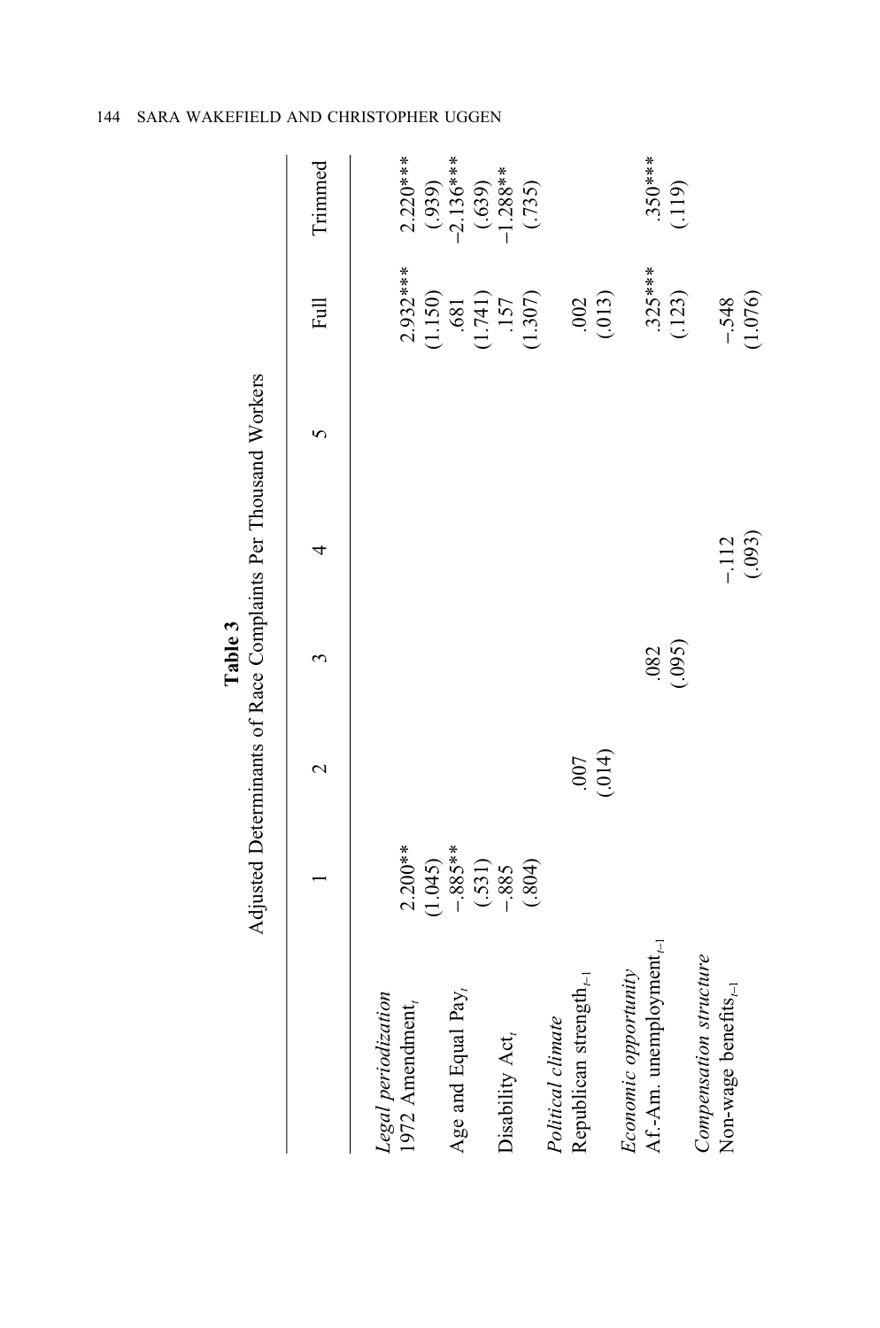**Table 3**
Adjusted Determinants of Race Complaints Per Thousand Workers

| | 1 | 2 | 3 | 4 | 5 | Full | Trimmed |
|---|---|---|---|---|---|---|---|
| *Legal periodization* | | | | | | | |
| 1972 Amendment$_t$ | 2.200** | | | | | 2.932*** | 2.220*** |
| | (1.045) | | | | | (1.150) | (.939) |
| Age and Equal Pay$_t$ | −.885** | | | | | .681 | −2.136*** |
| | (.531) | | | | | (1.741) | (.639) |
| Disability Act$_t$ | −.885 | | | | | .157 | −1.288** |
| | (.804) | | | | | (1.307) | (.735) |
| *Political climate* | | | | | | | |
| Republican strength$_{t-1}$ | | .007 | | | | .002 | |
| | | (.014) | | | | (.013) | |
| *Economic opportunity* | | | | | | | |
| Af.-Am. unemployment$_{t-1}$ | | | .082 | | | .325*** | .350*** |
| | | | (.095) | | | (.123) | (.119) |
| *Compensation structure* | | | | | | | |
| Non-wage benefits$_{t-1}$ | | | | −.112 | | −.548 | |
| | | | | (.093) | | (1.076) | |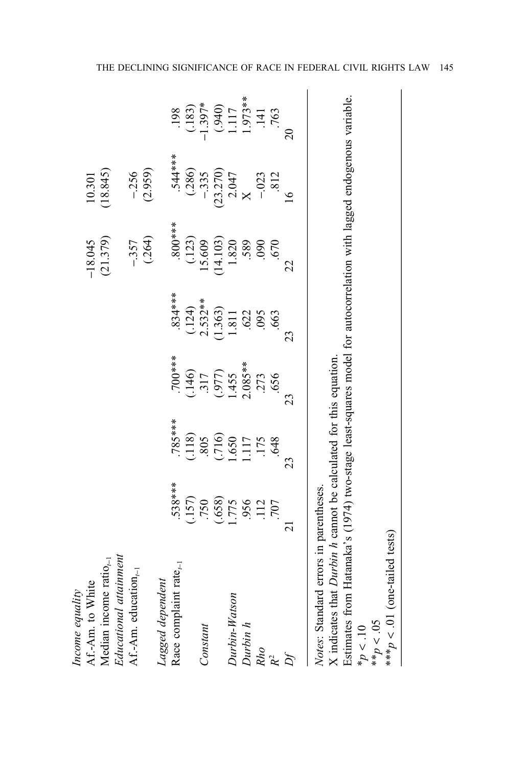| | | | | | | | |
|---|---|---|---|---|---|---|---|
| *Income equality* | | | | | | | |
| Af.-Am. to White | | | | | −18.045 | 10.301 | |
| Median income $ratio_{t-1}$ | | | | | (21.379) | (18.845) | |
| *Educational attainment* | | | | | | | |
| Af.-Am. $education_{t-1}$ | | | | | −.357 | −.256 | |
| | | | | | (.264) | (2.959) | |
| *Lagged dependent* | | | | | | | |
| Race complaint $rate_{t-1}$ | .538*** | .785*** | .700*** | .834*** | .800*** | .544*** | .198 |
| | (.157) | (.118) | (.146) | (.124) | (.123) | (.286) | (.183) |
| *Constant* | .750 | .805 | .317 | 2.532** | 15.609 | −.335 | −1.397* |
| | (.658) | (.716) | (.977) | (1.363) | (14.103) | (23.270) | (.940) |
| *Durbin-Watson* | 1.775 | 1.650 | 1.455 | 1.811 | 1.820 | 2.047 | 1.117 |
| *Durbin h* | .956 | 1.117 | 2.085** | .622 | .589 | X | 1.973** |
| *Rho* | .112 | .175 | .273 | .095 | .090 | −.023 | .141 |
| $R^2$ | .707 | .648 | .656 | .663 | .670 | .812 | .763 |
| *Df* | 21 | 23 | 23 | 23 | 22 | 16 | 20 |

*Notes*: Standard errors in parentheses.
X indicates that *Durbin h* cannot be calculated for this equation.
Estimates from Hatanaka's (1974) two-stage least-squares model for autocorrelation with lagged endogenous variable.
*$p < .10$
**$p < .05$
***$p < .01$ (one-tailed tests)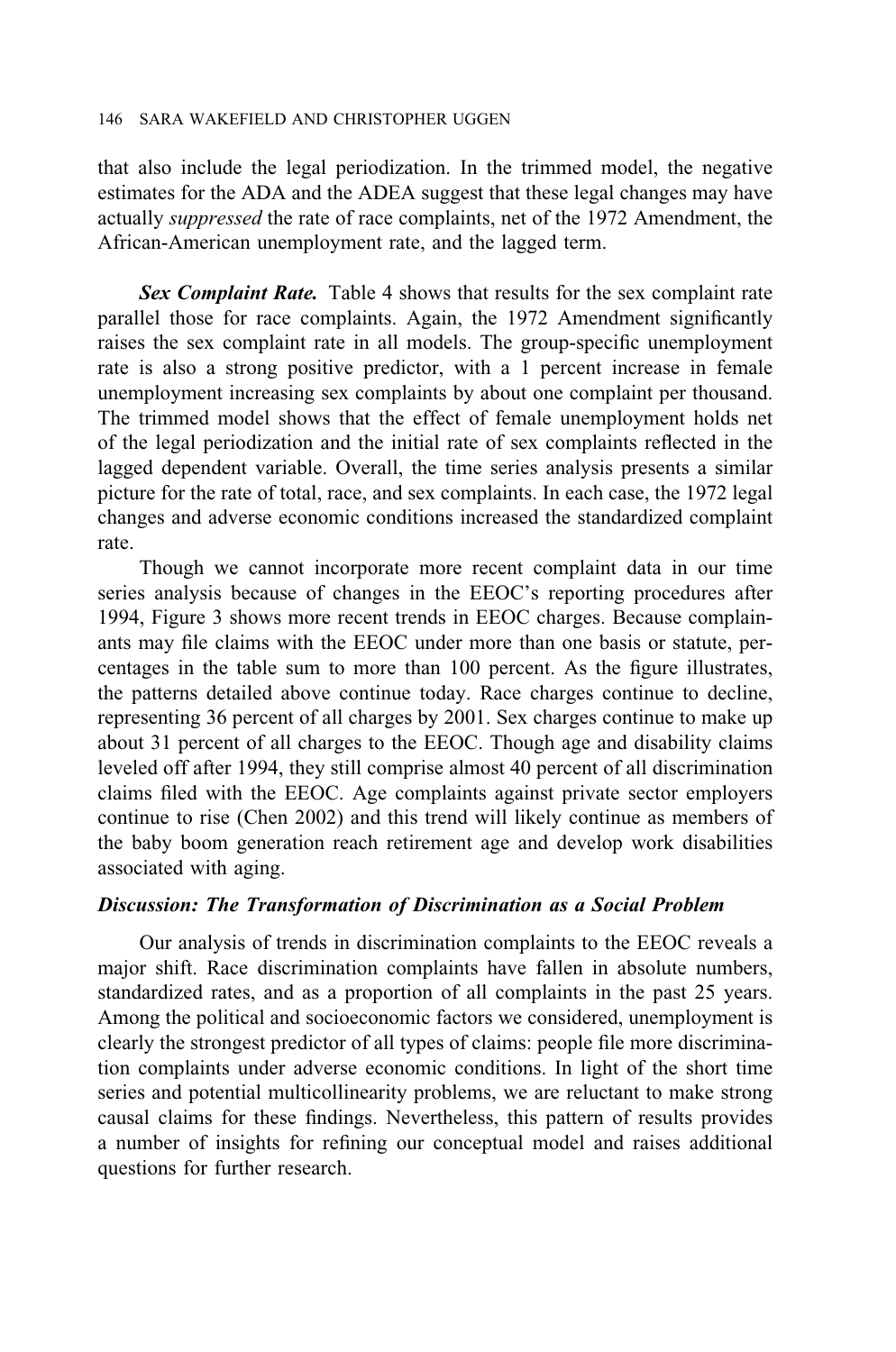that also include the legal periodization. In the trimmed model, the negative estimates for the ADA and the ADEA suggest that these legal changes may have actually *suppressed* the rate of race complaints, net of the 1972 Amendment, the African-American unemployment rate, and the lagged term.

***Sex Complaint Rate.*** Table 4 shows that results for the sex complaint rate parallel those for race complaints. Again, the 1972 Amendment significantly raises the sex complaint rate in all models. The group-specific unemployment rate is also a strong positive predictor, with a 1 percent increase in female unemployment increasing sex complaints by about one complaint per thousand. The trimmed model shows that the effect of female unemployment holds net of the legal periodization and the initial rate of sex complaints reflected in the lagged dependent variable. Overall, the time series analysis presents a similar picture for the rate of total, race, and sex complaints. In each case, the 1972 legal changes and adverse economic conditions increased the standardized complaint rate.

Though we cannot incorporate more recent complaint data in our time series analysis because of changes in the EEOC's reporting procedures after 1994, Figure 3 shows more recent trends in EEOC charges. Because complainants may file claims with the EEOC under more than one basis or statute, percentages in the table sum to more than 100 percent. As the figure illustrates, the patterns detailed above continue today. Race charges continue to decline, representing 36 percent of all charges by 2001. Sex charges continue to make up about 31 percent of all charges to the EEOC. Though age and disability claims leveled off after 1994, they still comprise almost 40 percent of all discrimination claims filed with the EEOC. Age complaints against private sector employers continue to rise (Chen 2002) and this trend will likely continue as members of the baby boom generation reach retirement age and develop work disabilities associated with aging.

### *Discussion: The Transformation of Discrimination as a Social Problem*

Our analysis of trends in discrimination complaints to the EEOC reveals a major shift. Race discrimination complaints have fallen in absolute numbers, standardized rates, and as a proportion of all complaints in the past 25 years. Among the political and socioeconomic factors we considered, unemployment is clearly the strongest predictor of all types of claims: people file more discrimination complaints under adverse economic conditions. In light of the short time series and potential multicollinearity problems, we are reluctant to make strong causal claims for these findings. Nevertheless, this pattern of results provides a number of insights for refining our conceptual model and raises additional questions for further research.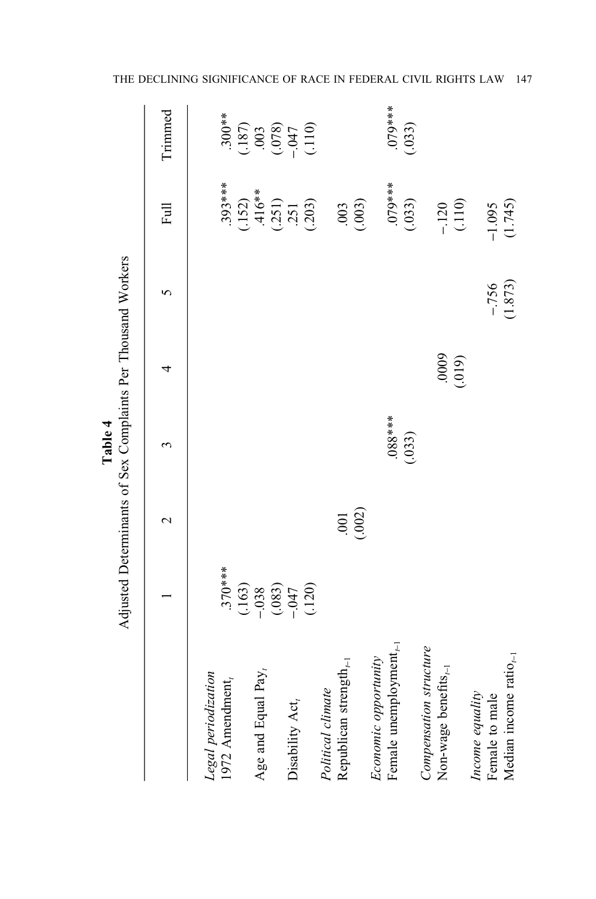**Table 4**

Adjusted Determinants of Sex Complaints Per Thousand Workers

| | 1 | 2 | 3 | 4 | 5 | Full | Trimmed |
|---|---|---|---|---|---|---|---|
| *Legal periodization* | | | | | | | |
| 1972 Amendment$_t$ | .370*** | | | | | .393*** | .300** |
| | (.163) | | | | | (.152) | (.187) |
| Age and Equal Pay$_t$ | −.038 | | | | | .416** | .003 |
| | (.083) | | | | | (.251) | (.078) |
| Disability Act$_t$ | −.047 | | | | | .251 | −.047 |
| | (.120) | | | | | (.203) | (.110) |
| *Political climate* | | | | | | | |
| Republican strength$_{t-1}$ | | .001 | | | | .003 | |
| | | (.002) | | | | (.003) | |
| *Economic opportunity* | | | | | | | |
| Female unemployment$_{t-1}$ | | | .088*** | | | .079*** | .079*** |
| | | | (.033) | | | (.033) | (.033) |
| *Compensation structure* | | | | | | | |
| Non-wage benefits$_{t-1}$ | | | | .0009 | | −.120 | |
| | | | | (.019) | | (.110) | |
| *Income equality* | | | | | | | |
| Female to male Median income ratio$_{t-1}$ | | | | | −.756 | −1.095 | |
| | | | | | (1.873) | (1.745) | |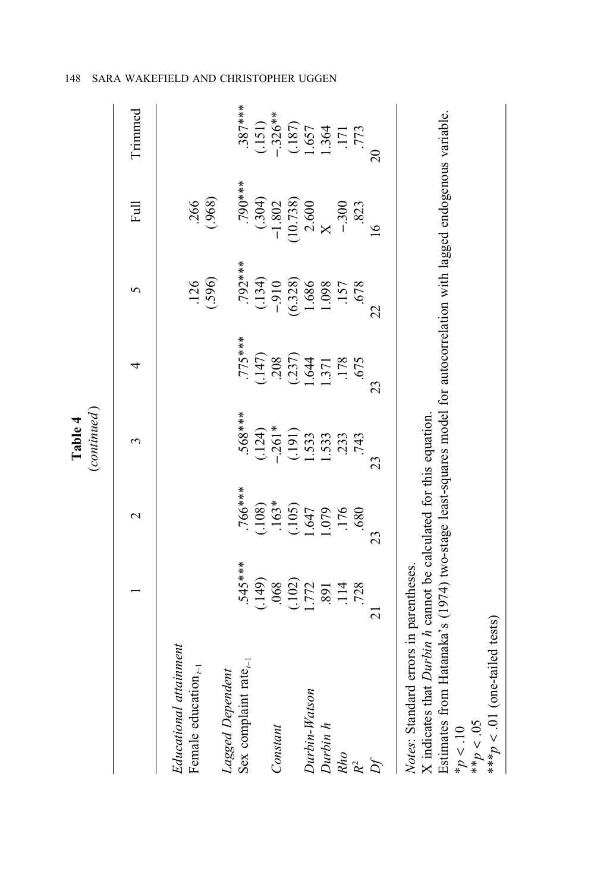**Table 4**
*(continued)*

| | 1 | 2 | 3 | 4 | 5 | Full | Trimmed |
|---|---|---|---|---|---|---|---|
| *Educational attainment* | | | | | | | |
| Female education$_{t-1}$ | | | | | .126 | .266 | |
| | | | | | (.596) | (.968) | |
| *Lagged Dependent* | | | | | | | |
| Sex complaint rate$_{t-1}$ | .545*** | .766*** | .568*** | .775*** | .792*** | .790*** | .387*** |
| | (.149) | (.108) | (.124) | (.147) | (.134) | (.304) | (.151) |
| *Constant* | .068 | .163* | −.261* | .208 | −.910 | −1.802 | −.326** |
| | (.102) | (.105) | (.191) | (.237) | (6.328) | (10.738) | (.187) |
| *Durbin-Watson* | 1.772 | 1.647 | 1.533 | 1.644 | 1.686 | 2.600 | 1.657 |
| *Durbin h* | .891 | 1.079 | 1.533 | 1.371 | 1.098 | X | 1.364 |
| *Rho* | .114 | .176 | .233 | .178 | .157 | −.300 | .171 |
| $R^2$ | .728 | .680 | .743 | .675 | .678 | .823 | .773 |
| *Df* | 21 | 23 | 23 | 23 | 22 | 16 | 20 |

*Notes*: Standard errors in parentheses.
X indicates that *Durbin h* cannot be calculated for this equation.
Estimates from Hatanaka's (1974) two-stage least-squares model for autocorrelation with lagged endogenous variable.
*$p < .10$
**$p < .05$
***$p < .01$ (one-tailed tests)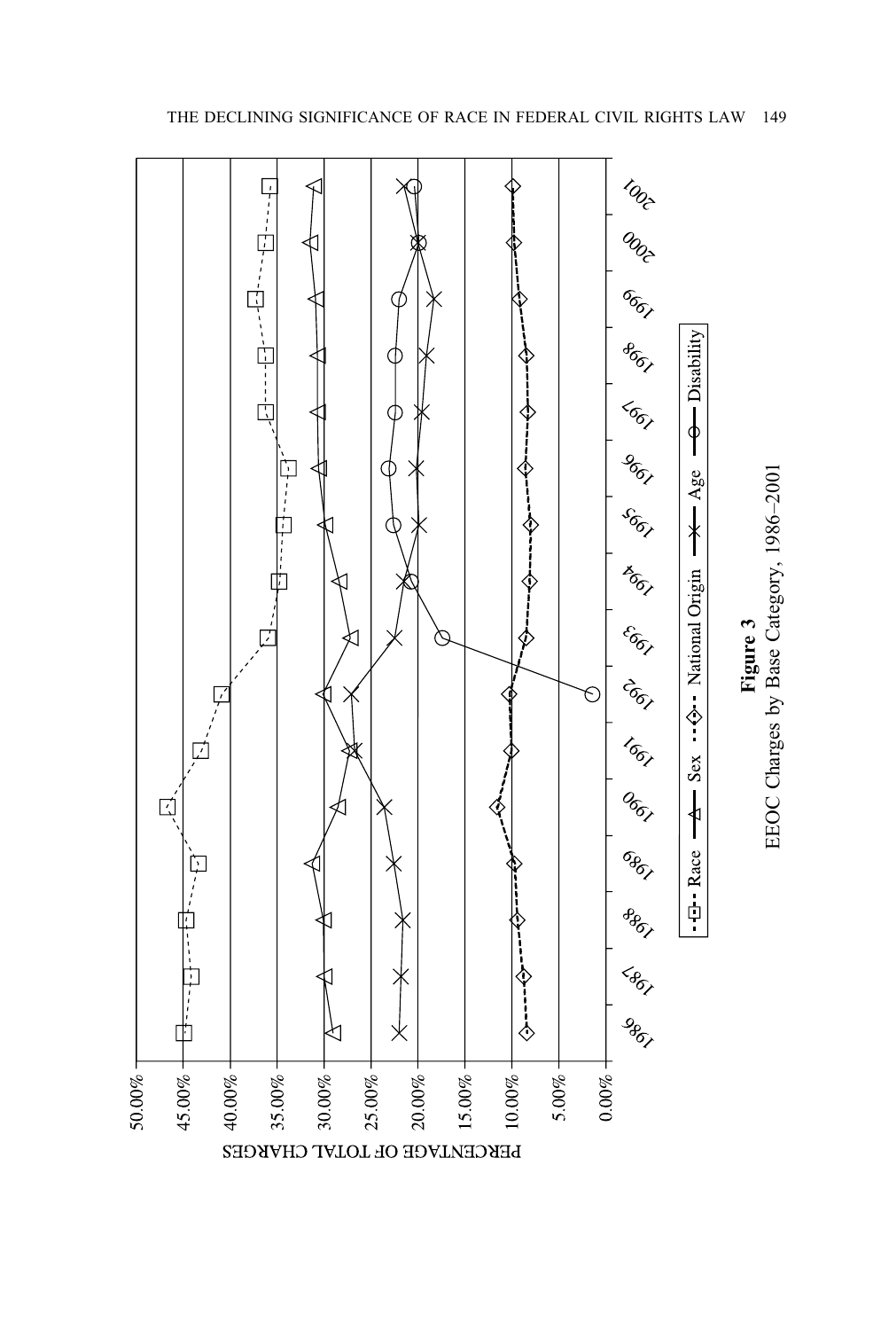**Figure 3**
EEOC Charges by Base Category, 1986–2001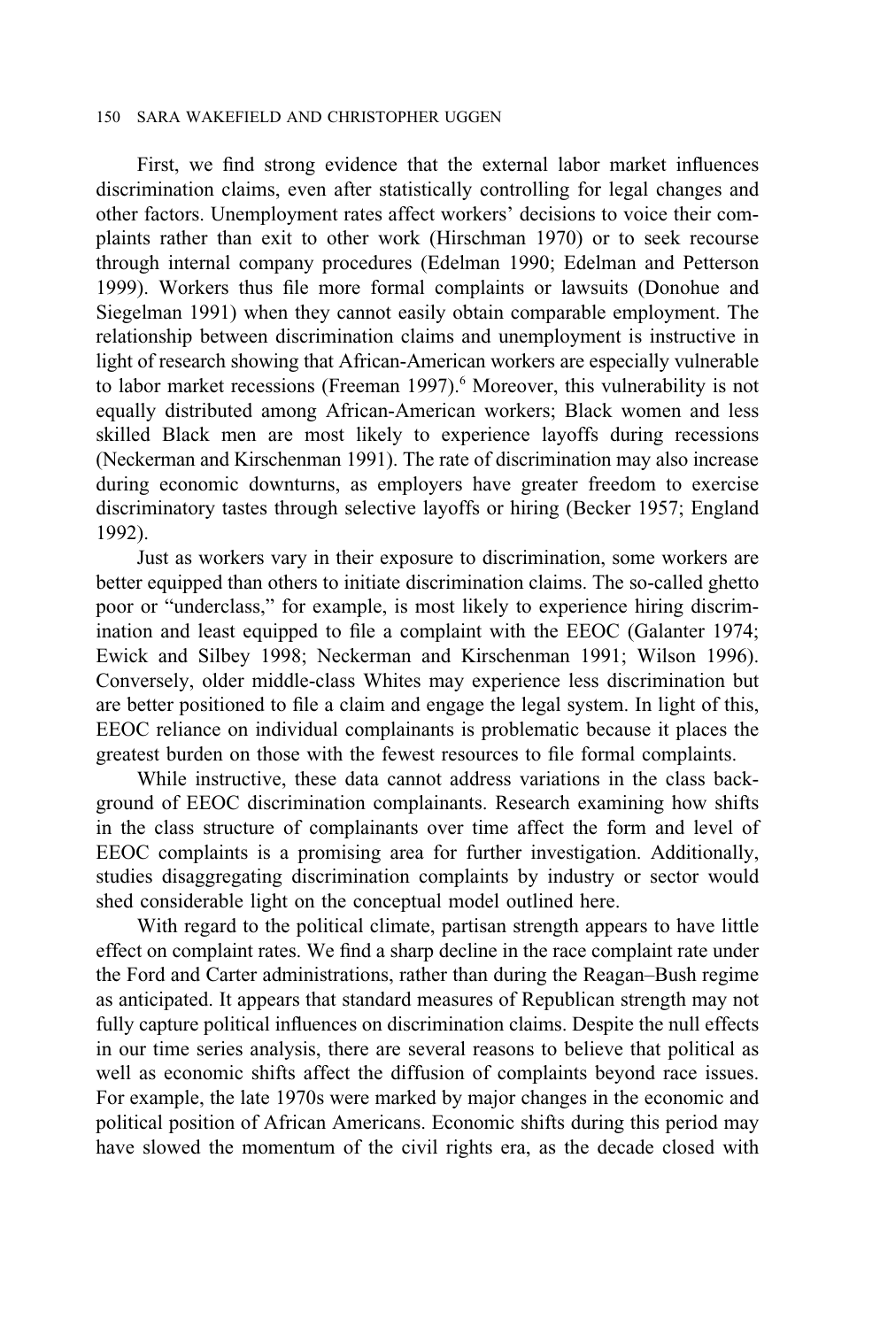First, we find strong evidence that the external labor market influences discrimination claims, even after statistically controlling for legal changes and other factors. Unemployment rates affect workers' decisions to voice their complaints rather than exit to other work (Hirschman 1970) or to seek recourse through internal company procedures (Edelman 1990; Edelman and Petterson 1999). Workers thus file more formal complaints or lawsuits (Donohue and Siegelman 1991) when they cannot easily obtain comparable employment. The relationship between discrimination claims and unemployment is instructive in light of research showing that African-American workers are especially vulnerable to labor market recessions (Freeman 1997).[6] Moreover, this vulnerability is not equally distributed among African-American workers; Black women and less skilled Black men are most likely to experience layoffs during recessions (Neckerman and Kirschenman 1991). The rate of discrimination may also increase during economic downturns, as employers have greater freedom to exercise discriminatory tastes through selective layoffs or hiring (Becker 1957; England 1992).

Just as workers vary in their exposure to discrimination, some workers are better equipped than others to initiate discrimination claims. The so-called ghetto poor or "underclass," for example, is most likely to experience hiring discrimination and least equipped to file a complaint with the EEOC (Galanter 1974; Ewick and Silbey 1998; Neckerman and Kirschenman 1991; Wilson 1996). Conversely, older middle-class Whites may experience less discrimination but are better positioned to file a claim and engage the legal system. In light of this, EEOC reliance on individual complainants is problematic because it places the greatest burden on those with the fewest resources to file formal complaints.

While instructive, these data cannot address variations in the class background of EEOC discrimination complainants. Research examining how shifts in the class structure of complainants over time affect the form and level of EEOC complaints is a promising area for further investigation. Additionally, studies disaggregating discrimination complaints by industry or sector would shed considerable light on the conceptual model outlined here.

With regard to the political climate, partisan strength appears to have little effect on complaint rates. We find a sharp decline in the race complaint rate under the Ford and Carter administrations, rather than during the Reagan–Bush regime as anticipated. It appears that standard measures of Republican strength may not fully capture political influences on discrimination claims. Despite the null effects in our time series analysis, there are several reasons to believe that political as well as economic shifts affect the diffusion of complaints beyond race issues. For example, the late 1970s were marked by major changes in the economic and political position of African Americans. Economic shifts during this period may have slowed the momentum of the civil rights era, as the decade closed with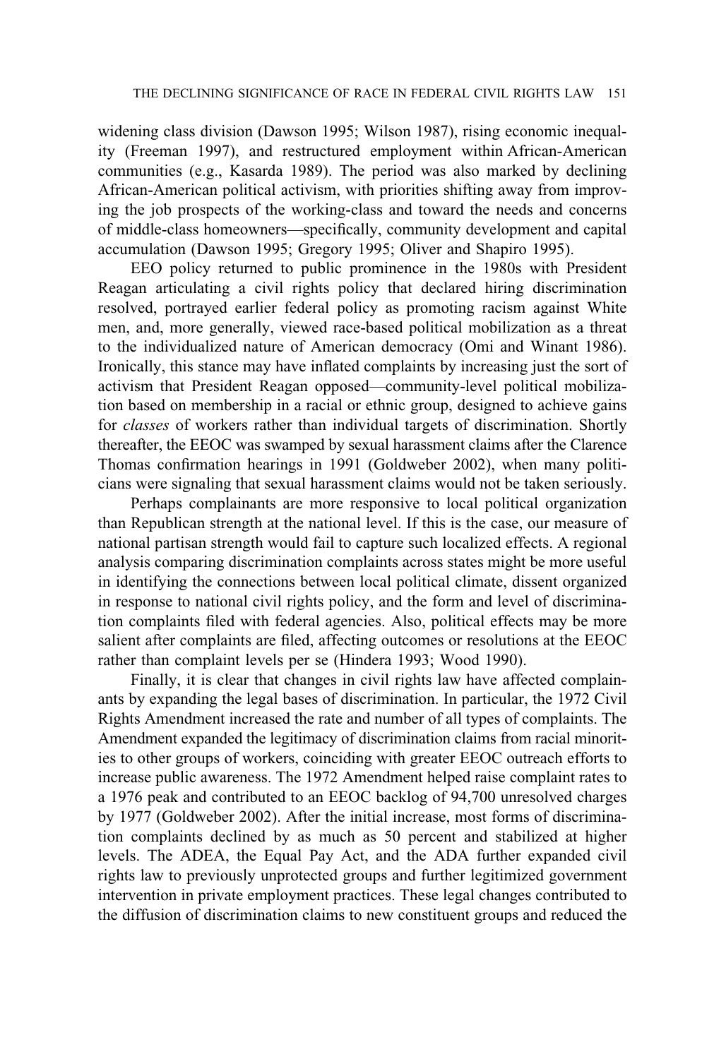widening class division (Dawson 1995; Wilson 1987), rising economic inequality (Freeman 1997), and restructured employment within African-American communities (e.g., Kasarda 1989). The period was also marked by declining African-American political activism, with priorities shifting away from improving the job prospects of the working-class and toward the needs and concerns of middle-class homeowners—specifically, community development and capital accumulation (Dawson 1995; Gregory 1995; Oliver and Shapiro 1995).

EEO policy returned to public prominence in the 1980s with President Reagan articulating a civil rights policy that declared hiring discrimination resolved, portrayed earlier federal policy as promoting racism against White men, and, more generally, viewed race-based political mobilization as a threat to the individualized nature of American democracy (Omi and Winant 1986). Ironically, this stance may have inflated complaints by increasing just the sort of activism that President Reagan opposed—community-level political mobilization based on membership in a racial or ethnic group, designed to achieve gains for *classes* of workers rather than individual targets of discrimination. Shortly thereafter, the EEOC was swamped by sexual harassment claims after the Clarence Thomas confirmation hearings in 1991 (Goldweber 2002), when many politicians were signaling that sexual harassment claims would not be taken seriously.

Perhaps complainants are more responsive to local political organization than Republican strength at the national level. If this is the case, our measure of national partisan strength would fail to capture such localized effects. A regional analysis comparing discrimination complaints across states might be more useful in identifying the connections between local political climate, dissent organized in response to national civil rights policy, and the form and level of discrimination complaints filed with federal agencies. Also, political effects may be more salient after complaints are filed, affecting outcomes or resolutions at the EEOC rather than complaint levels per se (Hindera 1993; Wood 1990).

Finally, it is clear that changes in civil rights law have affected complainants by expanding the legal bases of discrimination. In particular, the 1972 Civil Rights Amendment increased the rate and number of all types of complaints. The Amendment expanded the legitimacy of discrimination claims from racial minorities to other groups of workers, coinciding with greater EEOC outreach efforts to increase public awareness. The 1972 Amendment helped raise complaint rates to a 1976 peak and contributed to an EEOC backlog of 94,700 unresolved charges by 1977 (Goldweber 2002). After the initial increase, most forms of discrimination complaints declined by as much as 50 percent and stabilized at higher levels. The ADEA, the Equal Pay Act, and the ADA further expanded civil rights law to previously unprotected groups and further legitimized government intervention in private employment practices. These legal changes contributed to the diffusion of discrimination claims to new constituent groups and reduced the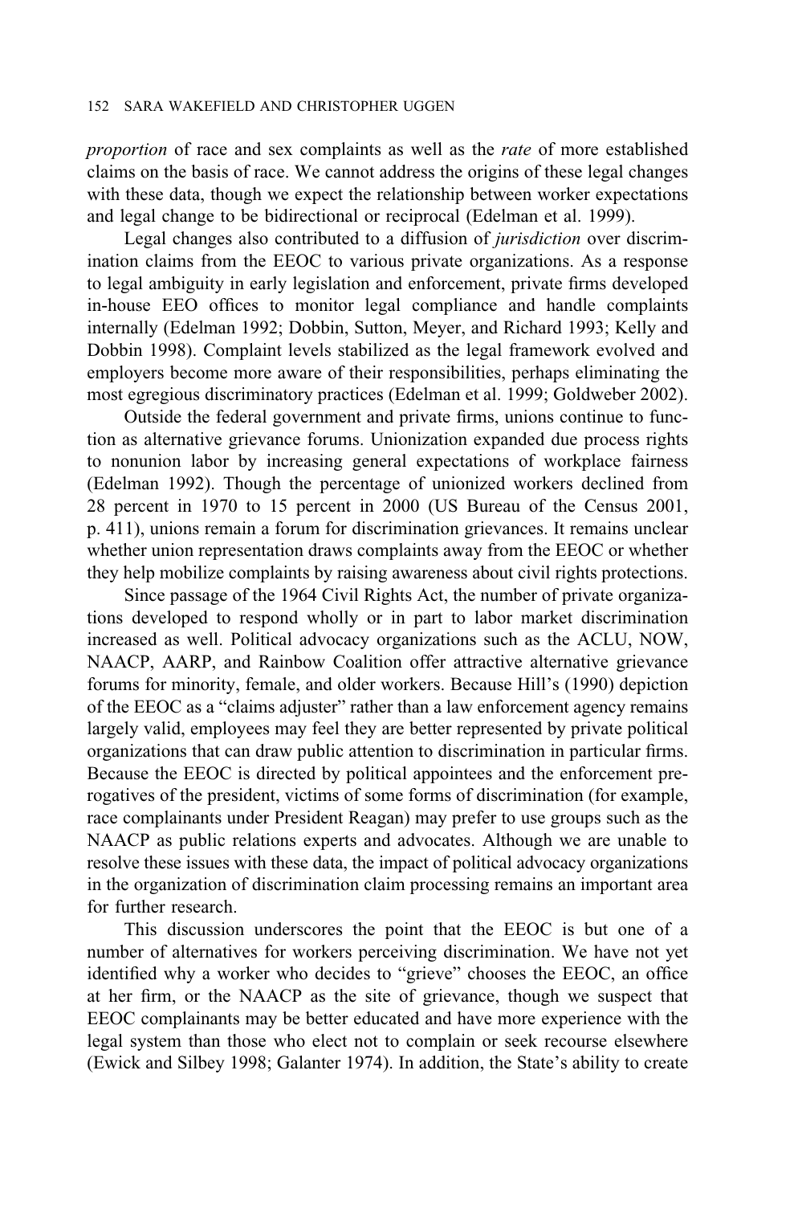*proportion* of race and sex complaints as well as the *rate* of more established claims on the basis of race. We cannot address the origins of these legal changes with these data, though we expect the relationship between worker expectations and legal change to be bidirectional or reciprocal (Edelman et al. 1999).

Legal changes also contributed to a diffusion of *jurisdiction* over discrimination claims from the EEOC to various private organizations. As a response to legal ambiguity in early legislation and enforcement, private firms developed in-house EEO offices to monitor legal compliance and handle complaints internally (Edelman 1992; Dobbin, Sutton, Meyer, and Richard 1993; Kelly and Dobbin 1998). Complaint levels stabilized as the legal framework evolved and employers become more aware of their responsibilities, perhaps eliminating the most egregious discriminatory practices (Edelman et al. 1999; Goldweber 2002).

Outside the federal government and private firms, unions continue to function as alternative grievance forums. Unionization expanded due process rights to nonunion labor by increasing general expectations of workplace fairness (Edelman 1992). Though the percentage of unionized workers declined from 28 percent in 1970 to 15 percent in 2000 (US Bureau of the Census 2001, p. 411), unions remain a forum for discrimination grievances. It remains unclear whether union representation draws complaints away from the EEOC or whether they help mobilize complaints by raising awareness about civil rights protections.

Since passage of the 1964 Civil Rights Act, the number of private organizations developed to respond wholly or in part to labor market discrimination increased as well. Political advocacy organizations such as the ACLU, NOW, NAACP, AARP, and Rainbow Coalition offer attractive alternative grievance forums for minority, female, and older workers. Because Hill's (1990) depiction of the EEOC as a "claims adjuster" rather than a law enforcement agency remains largely valid, employees may feel they are better represented by private political organizations that can draw public attention to discrimination in particular firms. Because the EEOC is directed by political appointees and the enforcement prerogatives of the president, victims of some forms of discrimination (for example, race complainants under President Reagan) may prefer to use groups such as the NAACP as public relations experts and advocates. Although we are unable to resolve these issues with these data, the impact of political advocacy organizations in the organization of discrimination claim processing remains an important area for further research.

This discussion underscores the point that the EEOC is but one of a number of alternatives for workers perceiving discrimination. We have not yet identified why a worker who decides to "grieve" chooses the EEOC, an office at her firm, or the NAACP as the site of grievance, though we suspect that EEOC complainants may be better educated and have more experience with the legal system than those who elect not to complain or seek recourse elsewhere (Ewick and Silbey 1998; Galanter 1974). In addition, the State's ability to create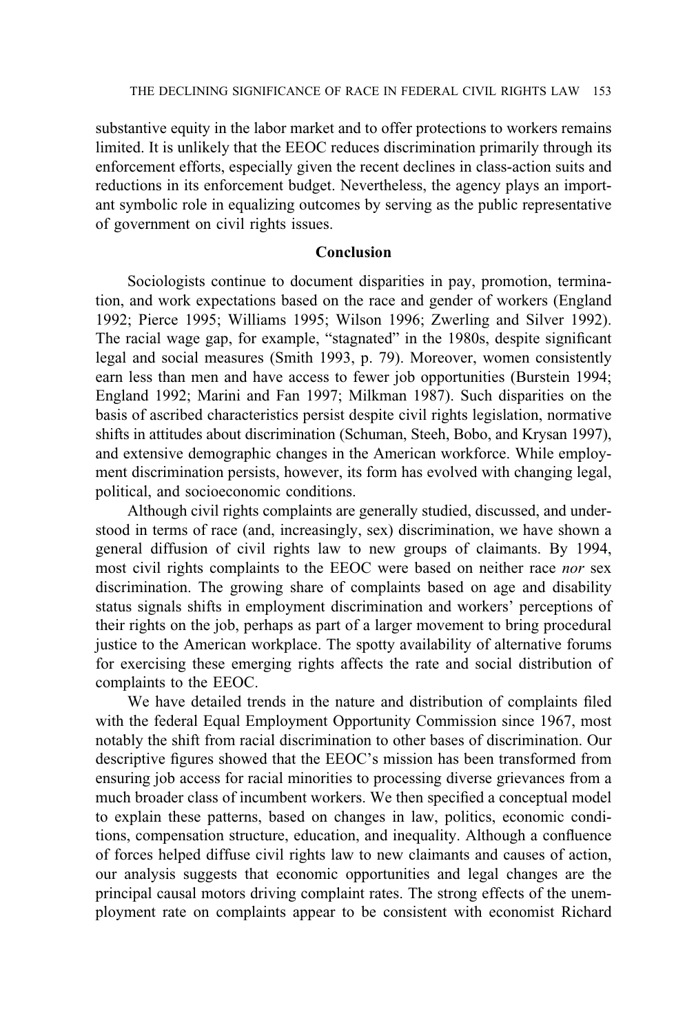substantive equity in the labor market and to offer protections to workers remains limited. It is unlikely that the EEOC reduces discrimination primarily through its enforcement efforts, especially given the recent declines in class-action suits and reductions in its enforcement budget. Nevertheless, the agency plays an important symbolic role in equalizing outcomes by serving as the public representative of government on civil rights issues.

## Conclusion

Sociologists continue to document disparities in pay, promotion, termination, and work expectations based on the race and gender of workers (England 1992; Pierce 1995; Williams 1995; Wilson 1996; Zwerling and Silver 1992). The racial wage gap, for example, "stagnated" in the 1980s, despite significant legal and social measures (Smith 1993, p. 79). Moreover, women consistently earn less than men and have access to fewer job opportunities (Burstein 1994; England 1992; Marini and Fan 1997; Milkman 1987). Such disparities on the basis of ascribed characteristics persist despite civil rights legislation, normative shifts in attitudes about discrimination (Schuman, Steeh, Bobo, and Krysan 1997), and extensive demographic changes in the American workforce. While employment discrimination persists, however, its form has evolved with changing legal, political, and socioeconomic conditions.

Although civil rights complaints are generally studied, discussed, and understood in terms of race (and, increasingly, sex) discrimination, we have shown a general diffusion of civil rights law to new groups of claimants. By 1994, most civil rights complaints to the EEOC were based on neither race *nor* sex discrimination. The growing share of complaints based on age and disability status signals shifts in employment discrimination and workers' perceptions of their rights on the job, perhaps as part of a larger movement to bring procedural justice to the American workplace. The spotty availability of alternative forums for exercising these emerging rights affects the rate and social distribution of complaints to the EEOC.

We have detailed trends in the nature and distribution of complaints filed with the federal Equal Employment Opportunity Commission since 1967, most notably the shift from racial discrimination to other bases of discrimination. Our descriptive figures showed that the EEOC's mission has been transformed from ensuring job access for racial minorities to processing diverse grievances from a much broader class of incumbent workers. We then specified a conceptual model to explain these patterns, based on changes in law, politics, economic conditions, compensation structure, education, and inequality. Although a confluence of forces helped diffuse civil rights law to new claimants and causes of action, our analysis suggests that economic opportunities and legal changes are the principal causal motors driving complaint rates. The strong effects of the unemployment rate on complaints appear to be consistent with economist Richard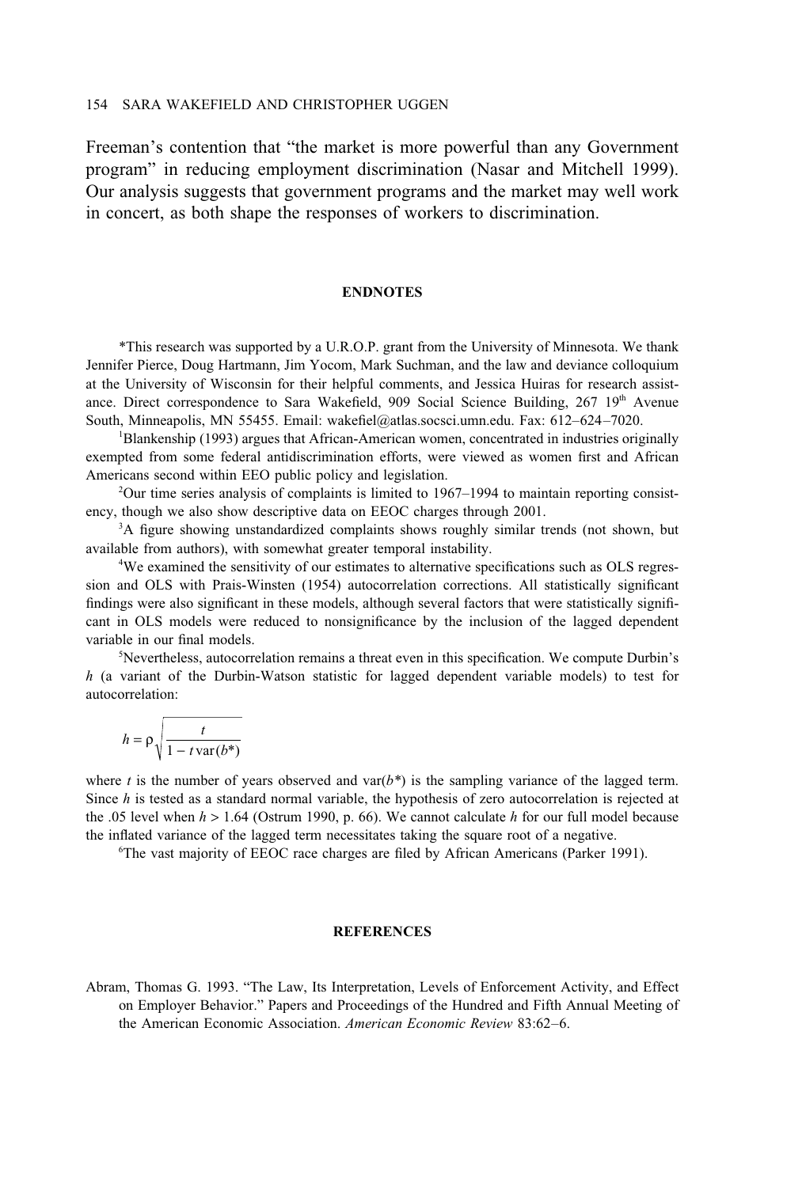Freeman's contention that "the market is more powerful than any Government program" in reducing employment discrimination (Nasar and Mitchell 1999). Our analysis suggests that government programs and the market may well work in concert, as both shape the responses of workers to discrimination.

## ENDNOTES

*This research was supported by a U.R.O.P. grant from the University of Minnesota. We thank Jennifer Pierce, Doug Hartmann, Jim Yocom, Mark Suchman, and the law and deviance colloquium at the University of Wisconsin for their helpful comments, and Jessica Huiras for research assistance. Direct correspondence to Sara Wakefield, 909 Social Science Building, 267 19th Avenue South, Minneapolis, MN 55455. Email: wakefiel@atlas.socsci.umn.edu. Fax: 612–624–7020.

[1]Blankenship (1993) argues that African-American women, concentrated in industries originally exempted from some federal antidiscrimination efforts, were viewed as women first and African Americans second within EEO public policy and legislation.

[2]Our time series analysis of complaints is limited to 1967–1994 to maintain reporting consistency, though we also show descriptive data on EEOC charges through 2001.

[3]A figure showing unstandardized complaints shows roughly similar trends (not shown, but available from authors), with somewhat greater temporal instability.

[4]We examined the sensitivity of our estimates to alternative specifications such as OLS regression and OLS with Prais-Winsten (1954) autocorrelation corrections. All statistically significant findings were also significant in these models, although several factors that were statistically significant in OLS models were reduced to nonsignificance by the inclusion of the lagged dependent variable in our final models.

[5]Nevertheless, autocorrelation remains a threat even in this specification. We compute Durbin's $h$ (a variant of the Durbin-Watson statistic for lagged dependent variable models) to test for autocorrelation:

$$h = \rho\sqrt{\frac{t}{1 - t\,\mathrm{var}(b^*)}}$$

where $t$ is the number of years observed and $\mathrm{var}(b^*)$ is the sampling variance of the lagged term. Since $h$ is tested as a standard normal variable, the hypothesis of zero autocorrelation is rejected at the .05 level when $h > 1.64$ (Ostrum 1990, p. 66). We cannot calculate $h$ for our full model because the inflated variance of the lagged term necessitates taking the square root of a negative.

[6]The vast majority of EEOC race charges are filed by African Americans (Parker 1991).

## REFERENCES

Abram, Thomas G. 1993. "The Law, Its Interpretation, Levels of Enforcement Activity, and Effect on Employer Behavior." Papers and Proceedings of the Hundred and Fifth Annual Meeting of the American Economic Association. *American Economic Review* 83:62–6.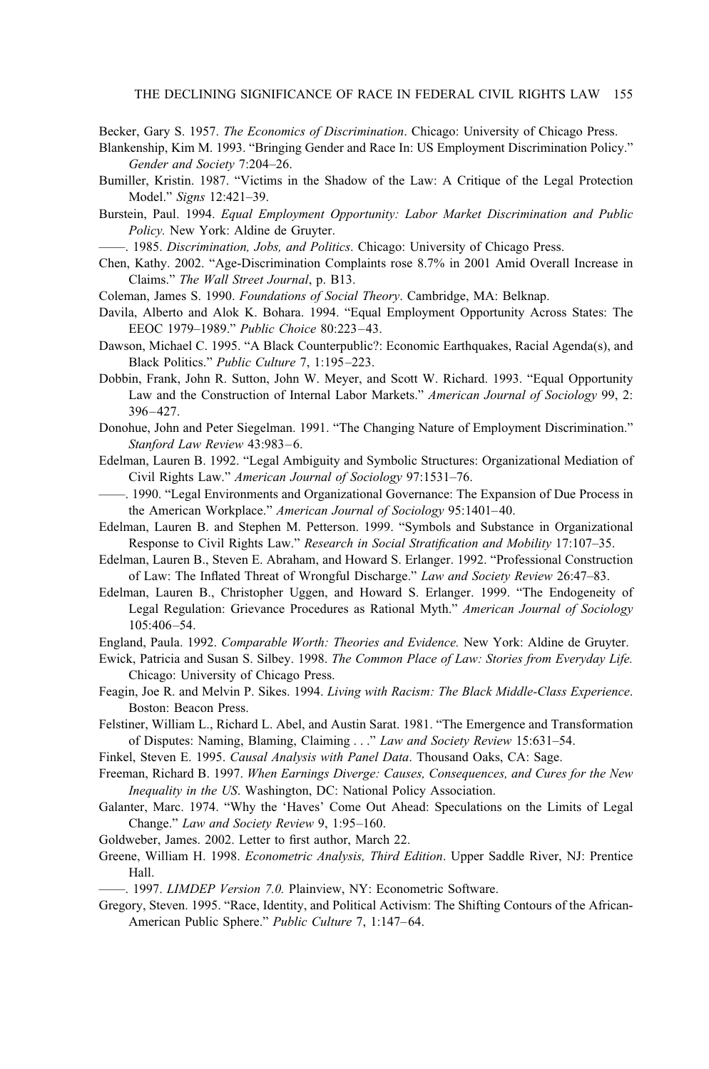Becker, Gary S. 1957. *The Economics of Discrimination*. Chicago: University of Chicago Press.

Blankenship, Kim M. 1993. "Bringing Gender and Race In: US Employment Discrimination Policy." *Gender and Society* 7:204–26.

Bumiller, Kristin. 1987. "Victims in the Shadow of the Law: A Critique of the Legal Protection Model." *Signs* 12:421–39.

Burstein, Paul. 1994. *Equal Employment Opportunity: Labor Market Discrimination and Public Policy.* New York: Aldine de Gruyter.

——. 1985. *Discrimination, Jobs, and Politics*. Chicago: University of Chicago Press.

Chen, Kathy. 2002. "Age-Discrimination Complaints rose 8.7% in 2001 Amid Overall Increase in Claims." *The Wall Street Journal*, p. B13.

Coleman, James S. 1990. *Foundations of Social Theory*. Cambridge, MA: Belknap.

Davila, Alberto and Alok K. Bohara. 1994. "Equal Employment Opportunity Across States: The EEOC 1979–1989." *Public Choice* 80:223–43.

Dawson, Michael C. 1995. "A Black Counterpublic?: Economic Earthquakes, Racial Agenda(s), and Black Politics." *Public Culture* 7, 1:195–223.

Dobbin, Frank, John R. Sutton, John W. Meyer, and Scott W. Richard. 1993. "Equal Opportunity Law and the Construction of Internal Labor Markets." *American Journal of Sociology* 99, 2: 396–427.

Donohue, John and Peter Siegelman. 1991. "The Changing Nature of Employment Discrimination." *Stanford Law Review* 43:983–6.

Edelman, Lauren B. 1992. "Legal Ambiguity and Symbolic Structures: Organizational Mediation of Civil Rights Law." *American Journal of Sociology* 97:1531–76.

——. 1990. "Legal Environments and Organizational Governance: The Expansion of Due Process in the American Workplace." *American Journal of Sociology* 95:1401–40.

Edelman, Lauren B. and Stephen M. Petterson. 1999. "Symbols and Substance in Organizational Response to Civil Rights Law." *Research in Social Stratification and Mobility* 17:107–35.

Edelman, Lauren B., Steven E. Abraham, and Howard S. Erlanger. 1992. "Professional Construction of Law: The Inflated Threat of Wrongful Discharge." *Law and Society Review* 26:47–83.

Edelman, Lauren B., Christopher Uggen, and Howard S. Erlanger. 1999. "The Endogeneity of Legal Regulation: Grievance Procedures as Rational Myth." *American Journal of Sociology* 105:406–54.

England, Paula. 1992. *Comparable Worth: Theories and Evidence.* New York: Aldine de Gruyter.

Ewick, Patricia and Susan S. Silbey. 1998. *The Common Place of Law: Stories from Everyday Life.* Chicago: University of Chicago Press.

Feagin, Joe R. and Melvin P. Sikes. 1994. *Living with Racism: The Black Middle-Class Experience*. Boston: Beacon Press.

Felstiner, William L., Richard L. Abel, and Austin Sarat. 1981. "The Emergence and Transformation of Disputes: Naming, Blaming, Claiming . . ." *Law and Society Review* 15:631–54.

Finkel, Steven E. 1995. *Causal Analysis with Panel Data*. Thousand Oaks, CA: Sage.

Freeman, Richard B. 1997. *When Earnings Diverge: Causes, Consequences, and Cures for the New Inequality in the US*. Washington, DC: National Policy Association.

Galanter, Marc. 1974. "Why the 'Haves' Come Out Ahead: Speculations on the Limits of Legal Change." *Law and Society Review* 9, 1:95–160.

Goldweber, James. 2002. Letter to first author, March 22.

Greene, William H. 1998. *Econometric Analysis, Third Edition*. Upper Saddle River, NJ: Prentice Hall.

——. 1997. *LIMDEP Version 7.0.* Plainview, NY: Econometric Software.

Gregory, Steven. 1995. "Race, Identity, and Political Activism: The Shifting Contours of the African-American Public Sphere." *Public Culture* 7, 1:147–64.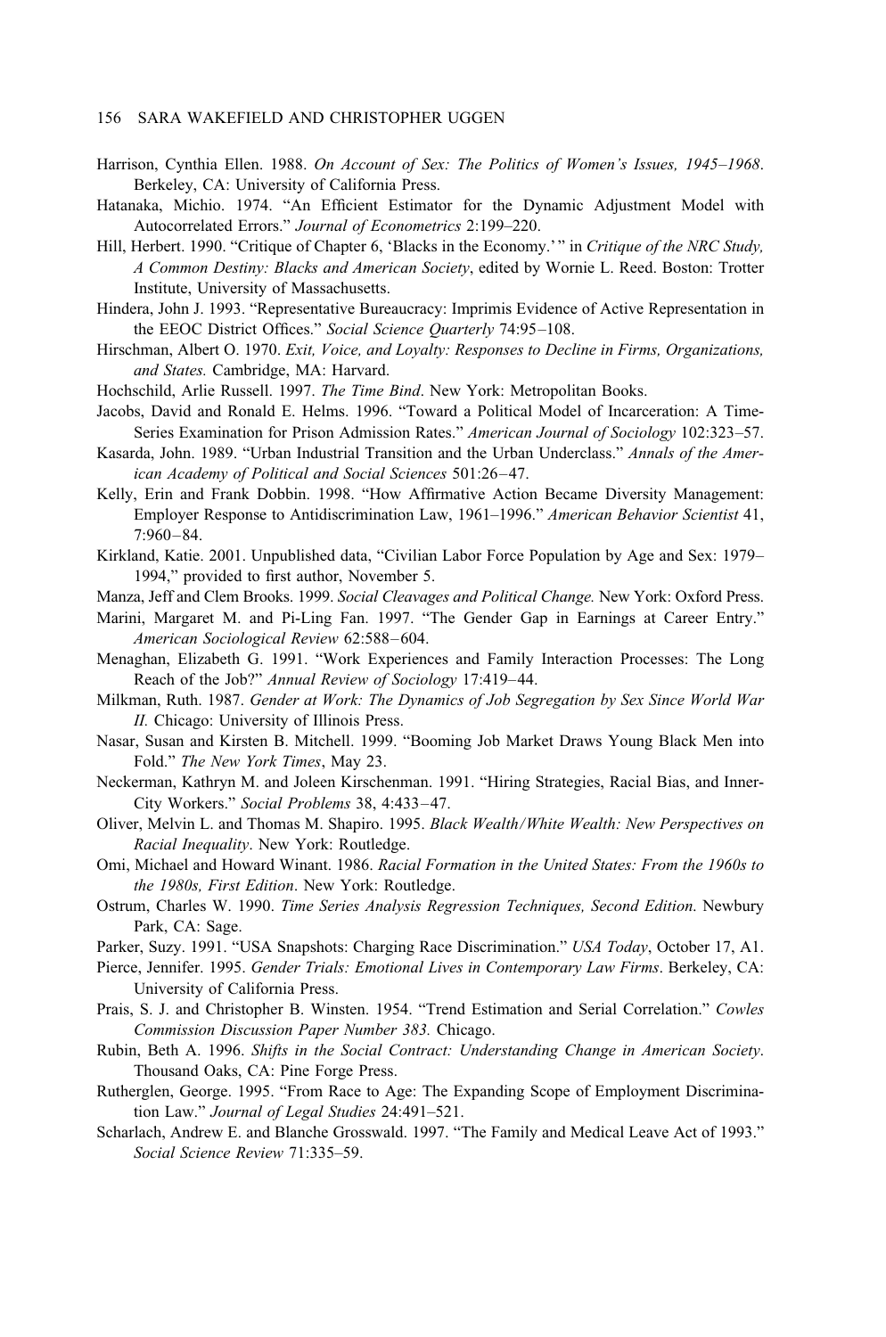Harrison, Cynthia Ellen. 1988. *On Account of Sex: The Politics of Women's Issues, 1945–1968*. Berkeley, CA: University of California Press.

Hatanaka, Michio. 1974. "An Efficient Estimator for the Dynamic Adjustment Model with Autocorrelated Errors." *Journal of Econometrics* 2:199–220.

Hill, Herbert. 1990. "Critique of Chapter 6, 'Blacks in the Economy.'" in *Critique of the NRC Study, A Common Destiny: Blacks and American Society*, edited by Wornie L. Reed. Boston: Trotter Institute, University of Massachusetts.

Hindera, John J. 1993. "Representative Bureaucracy: Imprimis Evidence of Active Representation in the EEOC District Offices." *Social Science Quarterly* 74:95–108.

Hirschman, Albert O. 1970. *Exit, Voice, and Loyalty: Responses to Decline in Firms, Organizations, and States.* Cambridge, MA: Harvard.

Hochschild, Arlie Russell. 1997. *The Time Bind*. New York: Metropolitan Books.

Jacobs, David and Ronald E. Helms. 1996. "Toward a Political Model of Incarceration: A Time-Series Examination for Prison Admission Rates." *American Journal of Sociology* 102:323–57.

Kasarda, John. 1989. "Urban Industrial Transition and the Urban Underclass." *Annals of the American Academy of Political and Social Sciences* 501:26–47.

Kelly, Erin and Frank Dobbin. 1998. "How Affirmative Action Became Diversity Management: Employer Response to Antidiscrimination Law, 1961–1996." *American Behavior Scientist* 41, 7:960–84.

Kirkland, Katie. 2001. Unpublished data, "Civilian Labor Force Population by Age and Sex: 1979–1994," provided to first author, November 5.

Manza, Jeff and Clem Brooks. 1999. *Social Cleavages and Political Change.* New York: Oxford Press.

Marini, Margaret M. and Pi-Ling Fan. 1997. "The Gender Gap in Earnings at Career Entry." *American Sociological Review* 62:588–604.

Menaghan, Elizabeth G. 1991. "Work Experiences and Family Interaction Processes: The Long Reach of the Job?" *Annual Review of Sociology* 17:419–44.

Milkman, Ruth. 1987. *Gender at Work: The Dynamics of Job Segregation by Sex Since World War II.* Chicago: University of Illinois Press.

Nasar, Susan and Kirsten B. Mitchell. 1999. "Booming Job Market Draws Young Black Men into Fold." *The New York Times*, May 23.

Neckerman, Kathryn M. and Joleen Kirschenman. 1991. "Hiring Strategies, Racial Bias, and Inner-City Workers." *Social Problems* 38, 4:433–47.

Oliver, Melvin L. and Thomas M. Shapiro. 1995. *Black Wealth/White Wealth: New Perspectives on Racial Inequality*. New York: Routledge.

Omi, Michael and Howard Winant. 1986. *Racial Formation in the United States: From the 1960s to the 1980s, First Edition*. New York: Routledge.

Ostrum, Charles W. 1990. *Time Series Analysis Regression Techniques, Second Edition.* Newbury Park, CA: Sage.

Parker, Suzy. 1991. "USA Snapshots: Charging Race Discrimination." *USA Today*, October 17, A1.

Pierce, Jennifer. 1995. *Gender Trials: Emotional Lives in Contemporary Law Firms*. Berkeley, CA: University of California Press.

Prais, S. J. and Christopher B. Winsten. 1954. "Trend Estimation and Serial Correlation." *Cowles Commission Discussion Paper Number 383.* Chicago.

Rubin, Beth A. 1996. *Shifts in the Social Contract: Understanding Change in American Society*. Thousand Oaks, CA: Pine Forge Press.

Rutherglen, George. 1995. "From Race to Age: The Expanding Scope of Employment Discrimination Law." *Journal of Legal Studies* 24:491–521.

Scharlach, Andrew E. and Blanche Grosswald. 1997. "The Family and Medical Leave Act of 1993." *Social Science Review* 71:335–59.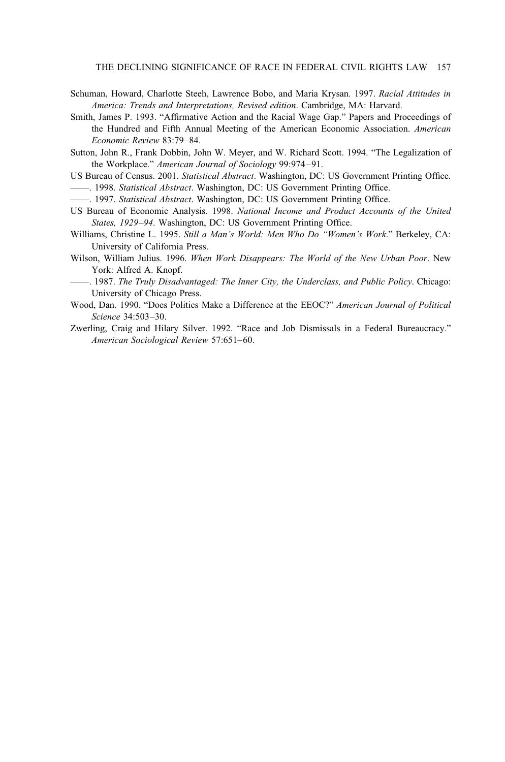Schuman, Howard, Charlotte Steeh, Lawrence Bobo, and Maria Krysan. 1997. *Racial Attitudes in America: Trends and Interpretations, Revised edition*. Cambridge, MA: Harvard.

Smith, James P. 1993. "Affirmative Action and the Racial Wage Gap." Papers and Proceedings of the Hundred and Fifth Annual Meeting of the American Economic Association. *American Economic Review* 83:79–84.

Sutton, John R., Frank Dobbin, John W. Meyer, and W. Richard Scott. 1994. "The Legalization of the Workplace." *American Journal of Sociology* 99:974–91.

US Bureau of Census. 2001. *Statistical Abstract*. Washington, DC: US Government Printing Office.

——. 1998. *Statistical Abstract*. Washington, DC: US Government Printing Office.

——. 1997. *Statistical Abstract*. Washington, DC: US Government Printing Office.

US Bureau of Economic Analysis. 1998. *National Income and Product Accounts of the United States, 1929–94*. Washington, DC: US Government Printing Office.

Williams, Christine L. 1995. *Still a Man's World: Men Who Do "Women's Work*." Berkeley, CA: University of California Press.

Wilson, William Julius. 1996. *When Work Disappears: The World of the New Urban Poor*. New York: Alfred A. Knopf.

——. 1987. *The Truly Disadvantaged: The Inner City, the Underclass, and Public Policy*. Chicago: University of Chicago Press.

Wood, Dan. 1990. "Does Politics Make a Difference at the EEOC?" *American Journal of Political Science* 34:503–30.

Zwerling, Craig and Hilary Silver. 1992. "Race and Job Dismissals in a Federal Bureaucracy." *American Sociological Review* 57:651–60.